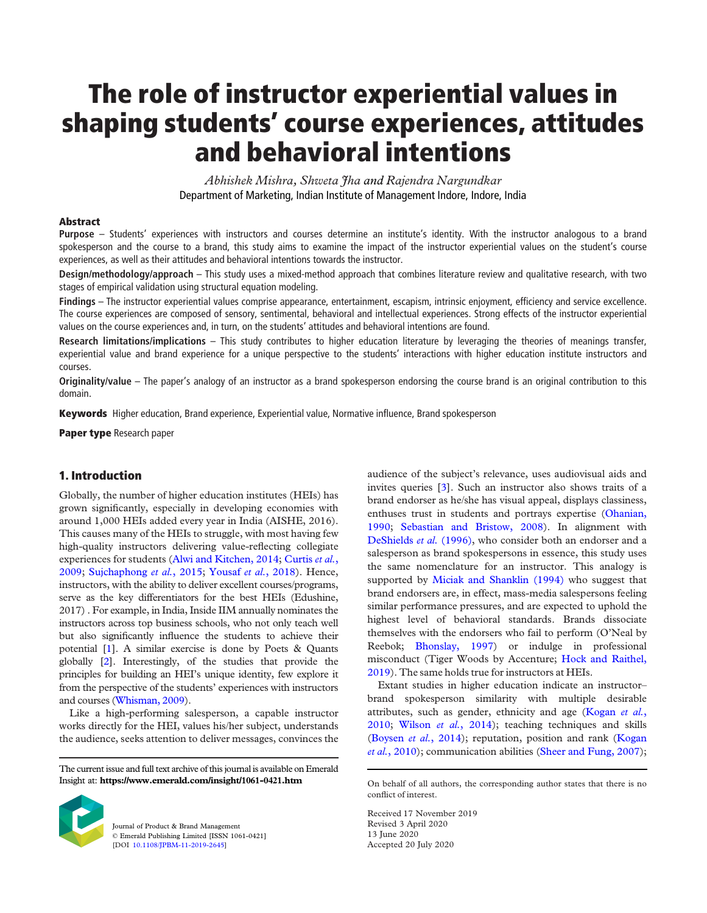# The role of instructor experiential values in shaping students' course experiences, attitudes and behavioral intentions

*Abhishek Mishra, Shweta Jha and Rajendra Nargundkar*
Department of Marketing, Indian Institute of Management Indore, Indore, India

## Abstract

**Purpose** – Students' experiences with instructors and courses determine an institute's identity. With the instructor analogous to a brand spokesperson and the course to a brand, this study aims to examine the impact of the instructor experiential values on the student's course experiences, as well as their attitudes and behavioral intentions towards the instructor.

**Design/methodology/approach** – This study uses a mixed-method approach that combines literature review and qualitative research, with two stages of empirical validation using structural equation modeling.

**Findings** – The instructor experiential values comprise appearance, entertainment, escapism, intrinsic enjoyment, efficiency and service excellence. The course experiences are composed of sensory, sentimental, behavioral and intellectual experiences. Strong effects of the instructor experiential values on the course experiences and, in turn, on the students' attitudes and behavioral intentions are found.

**Research limitations/implications** – This study contributes to higher education literature by leveraging the theories of meanings transfer, experiential value and brand experience for a unique perspective to the students' interactions with higher education institute instructors and courses.

**Originality/value** – The paper's analogy of an instructor as a brand spokesperson endorsing the course brand is an original contribution to this domain.

**Keywords** Higher education, Brand experience, Experiential value, Normative influence, Brand spokesperson

**Paper type** Research paper

## 1. Introduction

Globally, the number of higher education institutes (HEIs) has grown significantly, especially in developing economies with around 1,000 HEIs added every year in India (AISHE, 2016). This causes many of the HEIs to struggle, with most having few high-quality instructors delivering value-reflecting collegiate experiences for students (Alwi and Kitchen, 2014; Curtis *et al.*, 2009; Sujchaphong *et al.*, 2015; Yousaf *et al.*, 2018). Hence, instructors, with the ability to deliver excellent courses/programs, serve as the key differentiators for the best HEIs (Edushine, 2017) . For example, in India, Inside IIM annually nominates the instructors across top business schools, who not only teach well but also significantly influence the students to achieve their potential [1]. A similar exercise is done by Poets & Quants globally [2]. Interestingly, of the studies that provide the principles for building an HEI's unique identity, few explore it from the perspective of the students' experiences with instructors and courses (Whisman, 2009).

Like a high-performing salesperson, a capable instructor works directly for the HEI, values his/her subject, understands the audience, seeks attention to deliver messages, convinces the audience of the subject's relevance, uses audiovisual aids and invites queries [3]. Such an instructor also shows traits of a brand endorser as he/she has visual appeal, displays classiness, enthuses trust in students and portrays expertise (Ohanian, 1990; Sebastian and Bristow, 2008). In alignment with DeShields *et al.* (1996), who consider both an endorser and a salesperson as brand spokespersons in essence, this study uses the same nomenclature for an instructor. This analogy is supported by Miciak and Shanklin (1994) who suggest that brand endorsers are, in effect, mass-media salespersons feeling similar performance pressures, and are expected to uphold the highest level of behavioral standards. Brands dissociate themselves with the endorsers who fail to perform (O'Neal by Reebok; Bhonslay, 1997) or indulge in professional misconduct (Tiger Woods by Accenture; Hock and Raithel, 2019). The same holds true for instructors at HEIs.

Extant studies in higher education indicate an instructor–brand spokesperson similarity with multiple desirable attributes, such as gender, ethnicity and age (Kogan *et al.*, 2010; Wilson *et al.*, 2014); teaching techniques and skills (Boysen *et al.*, 2014); reputation, position and rank (Kogan *et al.*, 2010); communication abilities (Sheer and Fung, 2007);

The current issue and full text archive of this journal is available on Emerald Insight at: **https://www.emerald.com/insight/1061-0421.htm**

Journal of Product & Brand Management
© Emerald Publishing Limited [ISSN 1061-0421]
[DOI 10.1108/JPBM-11-2019-2645]

On behalf of all authors, the corresponding author states that there is no conflict of interest.

Received 17 November 2019
Revised 3 April 2020
13 June 2020
Accepted 20 July 2020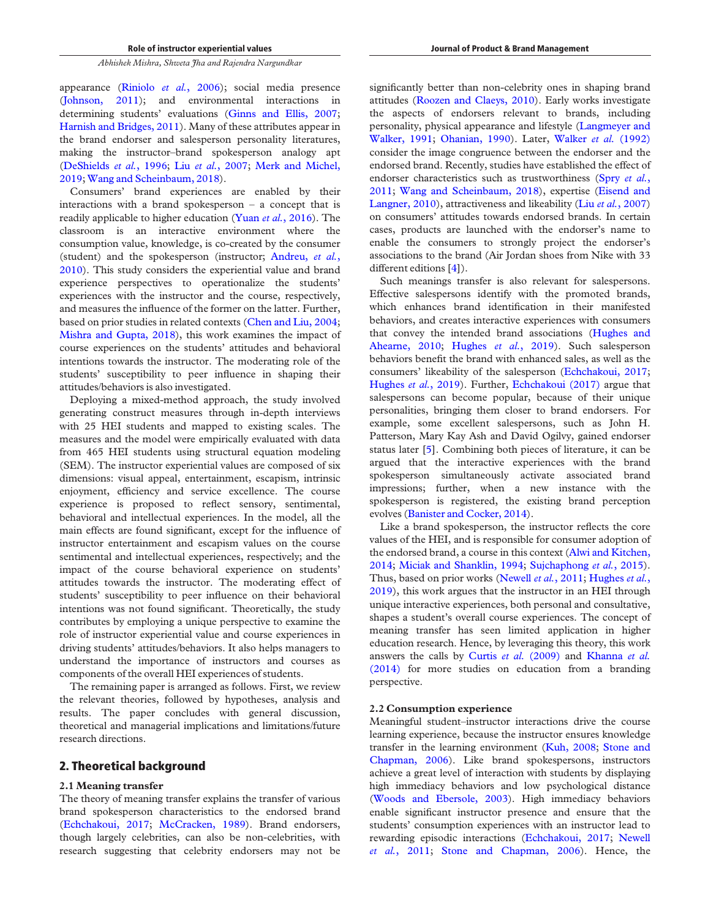appearance (Riniolo *et al.*, 2006); social media presence (Johnson, 2011); and environmental interactions in determining students' evaluations (Ginns and Ellis, 2007; Harnish and Bridges, 2011). Many of these attributes appear in the brand endorser and salesperson personality literatures, making the instructor–brand spokesperson analogy apt (DeShields *et al.*, 1996; Liu *et al.*, 2007; Merk and Michel, 2019; Wang and Scheinbaum, 2018).

Consumers' brand experiences are enabled by their interactions with a brand spokesperson – a concept that is readily applicable to higher education (Yuan *et al.*, 2016). The classroom is an interactive environment where the consumption value, knowledge, is co-created by the consumer (student) and the spokesperson (instructor; Andreu, *et al.*, 2010). This study considers the experiential value and brand experience perspectives to operationalize the students' experiences with the instructor and the course, respectively, and measures the influence of the former on the latter. Further, based on prior studies in related contexts (Chen and Liu, 2004; Mishra and Gupta, 2018), this work examines the impact of course experiences on the students' attitudes and behavioral intentions towards the instructor. The moderating role of the students' susceptibility to peer influence in shaping their attitudes/behaviors is also investigated.

Deploying a mixed-method approach, the study involved generating construct measures through in-depth interviews with 25 HEI students and mapped to existing scales. The measures and the model were empirically evaluated with data from 465 HEI students using structural equation modeling (SEM). The instructor experiential values are composed of six dimensions: visual appeal, entertainment, escapism, intrinsic enjoyment, efficiency and service excellence. The course experience is proposed to reflect sensory, sentimental, behavioral and intellectual experiences. In the model, all the main effects are found significant, except for the influence of instructor entertainment and escapism values on the course sentimental and intellectual experiences, respectively; and the impact of the course behavioral experience on students' attitudes towards the instructor. The moderating effect of students' susceptibility to peer influence on their behavioral intentions was not found significant. Theoretically, the study contributes by employing a unique perspective to examine the role of instructor experiential value and course experiences in driving students' attitudes/behaviors. It also helps managers to understand the importance of instructors and courses as components of the overall HEI experiences of students.

The remaining paper is arranged as follows. First, we review the relevant theories, followed by hypotheses, analysis and results. The paper concludes with general discussion, theoretical and managerial implications and limitations/future research directions.

## 2. Theoretical background

### 2.1 Meaning transfer

The theory of meaning transfer explains the transfer of various brand spokesperson characteristics to the endorsed brand (Echchakoui, 2017; McCracken, 1989). Brand endorsers, though largely celebrities, can also be non-celebrities, with research suggesting that celebrity endorsers may not be significantly better than non-celebrity ones in shaping brand attitudes (Roozen and Claeys, 2010). Early works investigate the aspects of endorsers relevant to brands, including personality, physical appearance and lifestyle (Langmeyer and Walker, 1991; Ohanian, 1990). Later, Walker *et al.* (1992) consider the image congruence between the endorser and the endorsed brand. Recently, studies have established the effect of endorser characteristics such as trustworthiness (Spry *et al.*, 2011; Wang and Scheinbaum, 2018), expertise (Eisend and Langner, 2010), attractiveness and likeability (Liu *et al.*, 2007) on consumers' attitudes towards endorsed brands. In certain cases, products are launched with the endorser's name to enable the consumers to strongly project the endorser's associations to the brand (Air Jordan shoes from Nike with 33 different editions [4]).

Such meanings transfer is also relevant for salespersons. Effective salespersons identify with the promoted brands, which enhances brand identification in their manifested behaviors, and creates interactive experiences with consumers that convey the intended brand associations (Hughes and Ahearne, 2010; Hughes *et al.*, 2019). Such salesperson behaviors benefit the brand with enhanced sales, as well as the consumers' likeability of the salesperson (Echchakoui, 2017; Hughes *et al.*, 2019). Further, Echchakoui (2017) argue that salespersons can become popular, because of their unique personalities, bringing them closer to brand endorsers. For example, some excellent salespersons, such as John H. Patterson, Mary Kay Ash and David Ogilvy, gained endorser status later [5]. Combining both pieces of literature, it can be argued that the interactive experiences with the brand spokesperson simultaneously activate associated brand impressions; further, when a new instance with the spokesperson is registered, the existing brand perception evolves (Banister and Cocker, 2014).

Like a brand spokesperson, the instructor reflects the core values of the HEI, and is responsible for consumer adoption of the endorsed brand, a course in this context (Alwi and Kitchen, 2014; Miciak and Shanklin, 1994; Sujchaphong *et al.*, 2015). Thus, based on prior works (Newell *et al.*, 2011; Hughes *et al.*, 2019), this work argues that the instructor in an HEI through unique interactive experiences, both personal and consultative, shapes a student's overall course experiences. The concept of meaning transfer has seen limited application in higher education research. Hence, by leveraging this theory, this work answers the calls by Curtis *et al.* (2009) and Khanna *et al.* (2014) for more studies on education from a branding perspective.

### 2.2 Consumption experience

Meaningful student–instructor interactions drive the course learning experience, because the instructor ensures knowledge transfer in the learning environment (Kuh, 2008; Stone and Chapman, 2006). Like brand spokespersons, instructors achieve a great level of interaction with students by displaying high immediacy behaviors and low psychological distance (Woods and Ebersole, 2003). High immediacy behaviors enable significant instructor presence and ensure that the students' consumption experiences with an instructor lead to rewarding episodic interactions (Echchakoui, 2017; Newell *et al.*, 2011; Stone and Chapman, 2006). Hence, the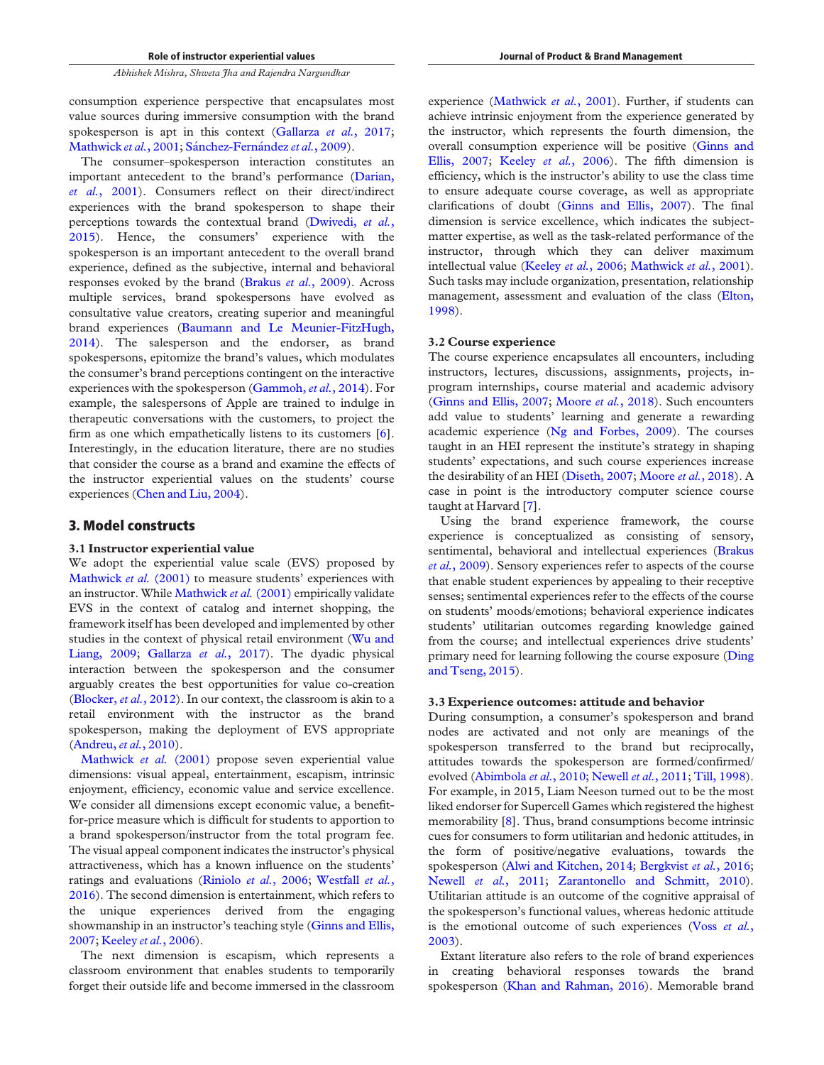consumption experience perspective that encapsulates most value sources during immersive consumption with the brand spokesperson is apt in this context (Gallarza *et al.*, 2017; Mathwick *et al.*, 2001; Sánchez-Fernández *et al.*, 2009).

The consumer–spokesperson interaction constitutes an important antecedent to the brand's performance (Darian, *et al.*, 2001). Consumers reflect on their direct/indirect experiences with the brand spokesperson to shape their perceptions towards the contextual brand (Dwivedi, *et al.*, 2015). Hence, the consumers' experience with the spokesperson is an important antecedent to the overall brand experience, defined as the subjective, internal and behavioral responses evoked by the brand (Brakus *et al.*, 2009). Across multiple services, brand spokespersons have evolved as consultative value creators, creating superior and meaningful brand experiences (Baumann and Le Meunier-FitzHugh, 2014). The salesperson and the endorser, as brand spokespersons, epitomize the brand's values, which modulates the consumer's brand perceptions contingent on the interactive experiences with the spokesperson (Gammoh, *et al.*, 2014). For example, the salespersons of Apple are trained to indulge in therapeutic conversations with the customers, to project the firm as one which empathetically listens to its customers [6]. Interestingly, in the education literature, there are no studies that consider the course as a brand and examine the effects of the instructor experiential values on the students' course experiences (Chen and Liu, 2004).

## 3. Model constructs

### 3.1 Instructor experiential value

We adopt the experiential value scale (EVS) proposed by Mathwick *et al.* (2001) to measure students' experiences with an instructor. While Mathwick *et al.* (2001) empirically validate EVS in the context of catalog and internet shopping, the framework itself has been developed and implemented by other studies in the context of physical retail environment (Wu and Liang, 2009; Gallarza *et al.*, 2017). The dyadic physical interaction between the spokesperson and the consumer arguably creates the best opportunities for value co-creation (Blocker, *et al.*, 2012). In our context, the classroom is akin to a retail environment with the instructor as the brand spokesperson, making the deployment of EVS appropriate (Andreu, *et al.*, 2010).

Mathwick *et al.* (2001) propose seven experiential value dimensions: visual appeal, entertainment, escapism, intrinsic enjoyment, efficiency, economic value and service excellence. We consider all dimensions except economic value, a benefit-for-price measure which is difficult for students to apportion to a brand spokesperson/instructor from the total program fee. The visual appeal component indicates the instructor's physical attractiveness, which has a known influence on the students' ratings and evaluations (Riniolo *et al.*, 2006; Westfall *et al.*, 2016). The second dimension is entertainment, which refers to the unique experiences derived from the engaging showmanship in an instructor's teaching style (Ginns and Ellis, 2007; Keeley *et al.*, 2006).

The next dimension is escapism, which represents a classroom environment that enables students to temporarily forget their outside life and become immersed in the classroom experience (Mathwick *et al.*, 2001). Further, if students can achieve intrinsic enjoyment from the experience generated by the instructor, which represents the fourth dimension, the overall consumption experience will be positive (Ginns and Ellis, 2007; Keeley *et al.*, 2006). The fifth dimension is efficiency, which is the instructor's ability to use the class time to ensure adequate course coverage, as well as appropriate clarifications of doubt (Ginns and Ellis, 2007). The final dimension is service excellence, which indicates the subject-matter expertise, as well as the task-related performance of the instructor, through which they can deliver maximum intellectual value (Keeley *et al.*, 2006; Mathwick *et al.*, 2001). Such tasks may include organization, presentation, relationship management, assessment and evaluation of the class (Elton, 1998).

### 3.2 Course experience

The course experience encapsulates all encounters, including instructors, lectures, discussions, assignments, projects, in-program internships, course material and academic advisory (Ginns and Ellis, 2007; Moore *et al.*, 2018). Such encounters add value to students' learning and generate a rewarding academic experience (Ng and Forbes, 2009). The courses taught in an HEI represent the institute's strategy in shaping students' expectations, and such course experiences increase the desirability of an HEI (Diseth, 2007; Moore *et al.*, 2018). A case in point is the introductory computer science course taught at Harvard [7].

Using the brand experience framework, the course experience is conceptualized as consisting of sensory, sentimental, behavioral and intellectual experiences (Brakus *et al.*, 2009). Sensory experiences refer to aspects of the course that enable student experiences by appealing to their receptive senses; sentimental experiences refer to the effects of the course on students' moods/emotions; behavioral experience indicates students' utilitarian outcomes regarding knowledge gained from the course; and intellectual experiences drive students' primary need for learning following the course exposure (Ding and Tseng, 2015).

### 3.3 Experience outcomes: attitude and behavior

During consumption, a consumer's spokesperson and brand nodes are activated and not only are meanings of the spokesperson transferred to the brand but reciprocally, attitudes towards the spokesperson are formed/confirmed/evolved (Abimbola *et al.*, 2010; Newell *et al.*, 2011; Till, 1998). For example, in 2015, Liam Neeson turned out to be the most liked endorser for Supercell Games which registered the highest memorability [8]. Thus, brand consumptions become intrinsic cues for consumers to form utilitarian and hedonic attitudes, in the form of positive/negative evaluations, towards the spokesperson (Alwi and Kitchen, 2014; Bergkvist *et al.*, 2016; Newell *et al.*, 2011; Zarantonello and Schmitt, 2010). Utilitarian attitude is an outcome of the cognitive appraisal of the spokesperson's functional values, whereas hedonic attitude is the emotional outcome of such experiences (Voss *et al.*, 2003).

Extant literature also refers to the role of brand experiences in creating behavioral responses towards the brand spokesperson (Khan and Rahman, 2016). Memorable brand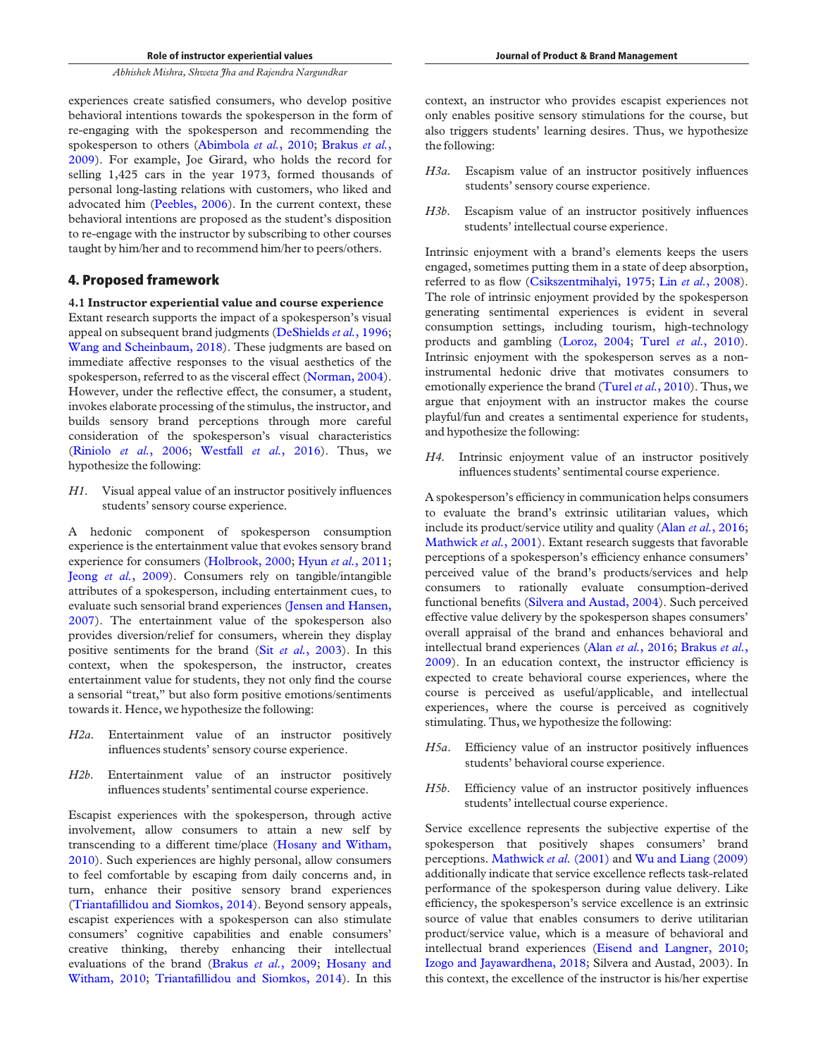experiences create satisfied consumers, who develop positive behavioral intentions towards the spokesperson in the form of re-engaging with the spokesperson and recommending the spokesperson to others (Abimbola *et al.*, 2010; Brakus *et al.*, 2009). For example, Joe Girard, who holds the record for selling 1,425 cars in the year 1973, formed thousands of personal long-lasting relations with customers, who liked and advocated him (Peebles, 2006). In the current context, these behavioral intentions are proposed as the student's disposition to re-engage with the instructor by subscribing to other courses taught by him/her and to recommend him/her to peers/others.

## 4. Proposed framework

### 4.1 Instructor experiential value and course experience

Extant research supports the impact of a spokesperson's visual appeal on subsequent brand judgments (DeShields *et al.*, 1996; Wang and Scheinbaum, 2018). These judgments are based on immediate affective responses to the visual aesthetics of the spokesperson, referred to as the visceral effect (Norman, 2004). However, under the reflective effect, the consumer, a student, invokes elaborate processing of the stimulus, the instructor, and builds sensory brand perceptions through more careful consideration of the spokesperson's visual characteristics (Riniolo *et al.*, 2006; Westfall *et al.*, 2016). Thus, we hypothesize the following:

*H1*. Visual appeal value of an instructor positively influences students' sensory course experience.

A hedonic component of spokesperson consumption experience is the entertainment value that evokes sensory brand experience for consumers (Holbrook, 2000; Hyun *et al.*, 2011; Jeong *et al.*, 2009). Consumers rely on tangible/intangible attributes of a spokesperson, including entertainment cues, to evaluate such sensorial brand experiences (Jensen and Hansen, 2007). The entertainment value of the spokesperson also provides diversion/relief for consumers, wherein they display positive sentiments for the brand (Sit *et al.*, 2003). In this context, when the spokesperson, the instructor, creates entertainment value for students, they not only find the course a sensorial "treat," but also form positive emotions/sentiments towards it. Hence, we hypothesize the following:

*H2a*. Entertainment value of an instructor positively influences students' sensory course experience.

*H2b*. Entertainment value of an instructor positively influences students' sentimental course experience.

Escapist experiences with the spokesperson, through active involvement, allow consumers to attain a new self by transcending to a different time/place (Hosany and Witham, 2010). Such experiences are highly personal, allow consumers to feel comfortable by escaping from daily concerns and, in turn, enhance their positive sensory brand experiences (Triantafillidou and Siomkos, 2014). Beyond sensory appeals, escapist experiences with a spokesperson can also stimulate consumers' cognitive capabilities and enable consumers' creative thinking, thereby enhancing their intellectual evaluations of the brand (Brakus *et al.*, 2009; Hosany and Witham, 2010; Triantafillidou and Siomkos, 2014). In this context, an instructor who provides escapist experiences not only enables positive sensory stimulations for the course, but also triggers students' learning desires. Thus, we hypothesize the following:

*H3a*. Escapism value of an instructor positively influences students' sensory course experience.

*H3b*. Escapism value of an instructor positively influences students' intellectual course experience.

Intrinsic enjoyment with a brand's elements keeps the users engaged, sometimes putting them in a state of deep absorption, referred to as flow (Csikszentmihalyi, 1975; Lin *et al.*, 2008). The role of intrinsic enjoyment provided by the spokesperson generating sentimental experiences is evident in several consumption settings, including tourism, high-technology products and gambling (Loroz, 2004; Turel *et al.*, 2010). Intrinsic enjoyment with the spokesperson serves as a non-instrumental hedonic drive that motivates consumers to emotionally experience the brand (Turel *et al.*, 2010). Thus, we argue that enjoyment with an instructor makes the course playful/fun and creates a sentimental experience for students, and hypothesize the following:

*H4*. Intrinsic enjoyment value of an instructor positively influences students' sentimental course experience.

A spokesperson's efficiency in communication helps consumers to evaluate the brand's extrinsic utilitarian values, which include its product/service utility and quality (Alan *et al.*, 2016; Mathwick *et al.*, 2001). Extant research suggests that favorable perceptions of a spokesperson's efficiency enhance consumers' perceived value of the brand's products/services and help consumers to rationally evaluate consumption-derived functional benefits (Silvera and Austad, 2004). Such perceived effective value delivery by the spokesperson shapes consumers' overall appraisal of the brand and enhances behavioral and intellectual brand experiences (Alan *et al.*, 2016; Brakus *et al.*, 2009). In an education context, the instructor efficiency is expected to create behavioral course experiences, where the course is perceived as useful/applicable, and intellectual experiences, where the course is perceived as cognitively stimulating. Thus, we hypothesize the following:

*H5a*. Efficiency value of an instructor positively influences students' behavioral course experience.

*H5b*. Efficiency value of an instructor positively influences students' intellectual course experience.

Service excellence represents the subjective expertise of the spokesperson that positively shapes consumers' brand perceptions. Mathwick *et al.* (2001) and Wu and Liang (2009) additionally indicate that service excellence reflects task-related performance of the spokesperson during value delivery. Like efficiency, the spokesperson's service excellence is an extrinsic source of value that enables consumers to derive utilitarian product/service value, which is a measure of behavioral and intellectual brand experiences (Eisend and Langner, 2010; Izogo and Jayawardhena, 2018; Silvera and Austad, 2003). In this context, the excellence of the instructor is his/her expertise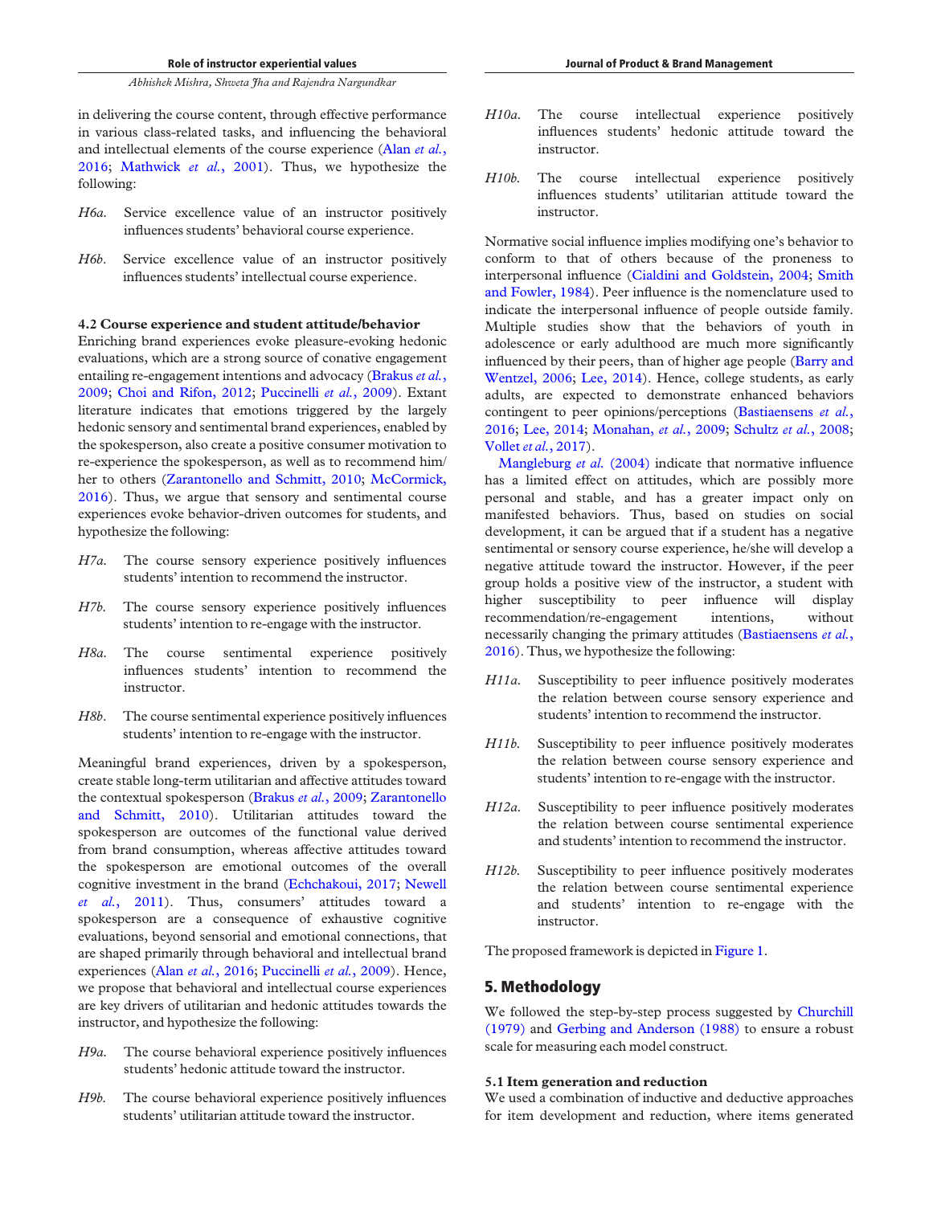in delivering the course content, through effective performance in various class-related tasks, and influencing the behavioral and intellectual elements of the course experience (Alan *et al.*, 2016; Mathwick *et al.*, 2001). Thus, we hypothesize the following:

*H6a.* Service excellence value of an instructor positively influences students' behavioral course experience.

*H6b.* Service excellence value of an instructor positively influences students' intellectual course experience.

### 4.2 Course experience and student attitude/behavior

Enriching brand experiences evoke pleasure-evoking hedonic evaluations, which are a strong source of conative engagement entailing re-engagement intentions and advocacy (Brakus *et al.*, 2009; Choi and Rifon, 2012; Puccinelli *et al.*, 2009). Extant literature indicates that emotions triggered by the largely hedonic sensory and sentimental brand experiences, enabled by the spokesperson, also create a positive consumer motivation to re-experience the spokesperson, as well as to recommend him/her to others (Zarantonello and Schmitt, 2010; McCormick, 2016). Thus, we argue that sensory and sentimental course experiences evoke behavior-driven outcomes for students, and hypothesize the following:

*H7a.* The course sensory experience positively influences students' intention to recommend the instructor.

*H7b.* The course sensory experience positively influences students' intention to re-engage with the instructor.

*H8a.* The course sentimental experience positively influences students' intention to recommend the instructor.

*H8b.* The course sentimental experience positively influences students' intention to re-engage with the instructor.

Meaningful brand experiences, driven by a spokesperson, create stable long-term utilitarian and affective attitudes toward the contextual spokesperson (Brakus *et al.*, 2009; Zarantonello and Schmitt, 2010). Utilitarian attitudes toward the spokesperson are outcomes of the functional value derived from brand consumption, whereas affective attitudes toward the spokesperson are emotional outcomes of the overall cognitive investment in the brand (Echchakoui, 2017; Newell *et al.*, 2011). Thus, consumers' attitudes toward a spokesperson are a consequence of exhaustive cognitive evaluations, beyond sensorial and emotional connections, that are shaped primarily through behavioral and intellectual brand experiences (Alan *et al.*, 2016; Puccinelli *et al.*, 2009). Hence, we propose that behavioral and intellectual course experiences are key drivers of utilitarian and hedonic attitudes towards the instructor, and hypothesize the following:

*H9a.* The course behavioral experience positively influences students' hedonic attitude toward the instructor.

*H9b.* The course behavioral experience positively influences students' utilitarian attitude toward the instructor.

*H10a.* The course intellectual experience positively influences students' hedonic attitude toward the instructor.

*H10b.* The course intellectual experience positively influences students' utilitarian attitude toward the instructor.

Normative social influence implies modifying one's behavior to conform to that of others because of the proneness to interpersonal influence (Cialdini and Goldstein, 2004; Smith and Fowler, 1984). Peer influence is the nomenclature used to indicate the interpersonal influence of people outside family. Multiple studies show that the behaviors of youth in adolescence or early adulthood are much more significantly influenced by their peers, than of higher age people (Barry and Wentzel, 2006; Lee, 2014). Hence, college students, as early adults, are expected to demonstrate enhanced behaviors contingent to peer opinions/perceptions (Bastiaensens *et al.*, 2016; Lee, 2014; Monahan, *et al.*, 2009; Schultz *et al.*, 2008; Vollet *et al.*, 2017).

Mangleburg *et al.* (2004) indicate that normative influence has a limited effect on attitudes, which are possibly more personal and stable, and has a greater impact only on manifested behaviors. Thus, based on studies on social development, it can be argued that if a student has a negative sentimental or sensory course experience, he/she will develop a negative attitude toward the instructor. However, if the peer group holds a positive view of the instructor, a student with higher susceptibility to peer influence will display recommendation/re-engagement intentions, without necessarily changing the primary attitudes (Bastiaensens *et al.*, 2016). Thus, we hypothesize the following:

*H11a.* Susceptibility to peer influence positively moderates the relation between course sensory experience and students' intention to recommend the instructor.

*H11b.* Susceptibility to peer influence positively moderates the relation between course sensory experience and students' intention to re-engage with the instructor.

*H12a.* Susceptibility to peer influence positively moderates the relation between course sentimental experience and students' intention to recommend the instructor.

*H12b.* Susceptibility to peer influence positively moderates the relation between course sentimental experience and students' intention to re-engage with the instructor.

The proposed framework is depicted in Figure 1.

## 5. Methodology

We followed the step-by-step process suggested by Churchill (1979) and Gerbing and Anderson (1988) to ensure a robust scale for measuring each model construct.

### 5.1 Item generation and reduction

We used a combination of inductive and deductive approaches for item development and reduction, where items generated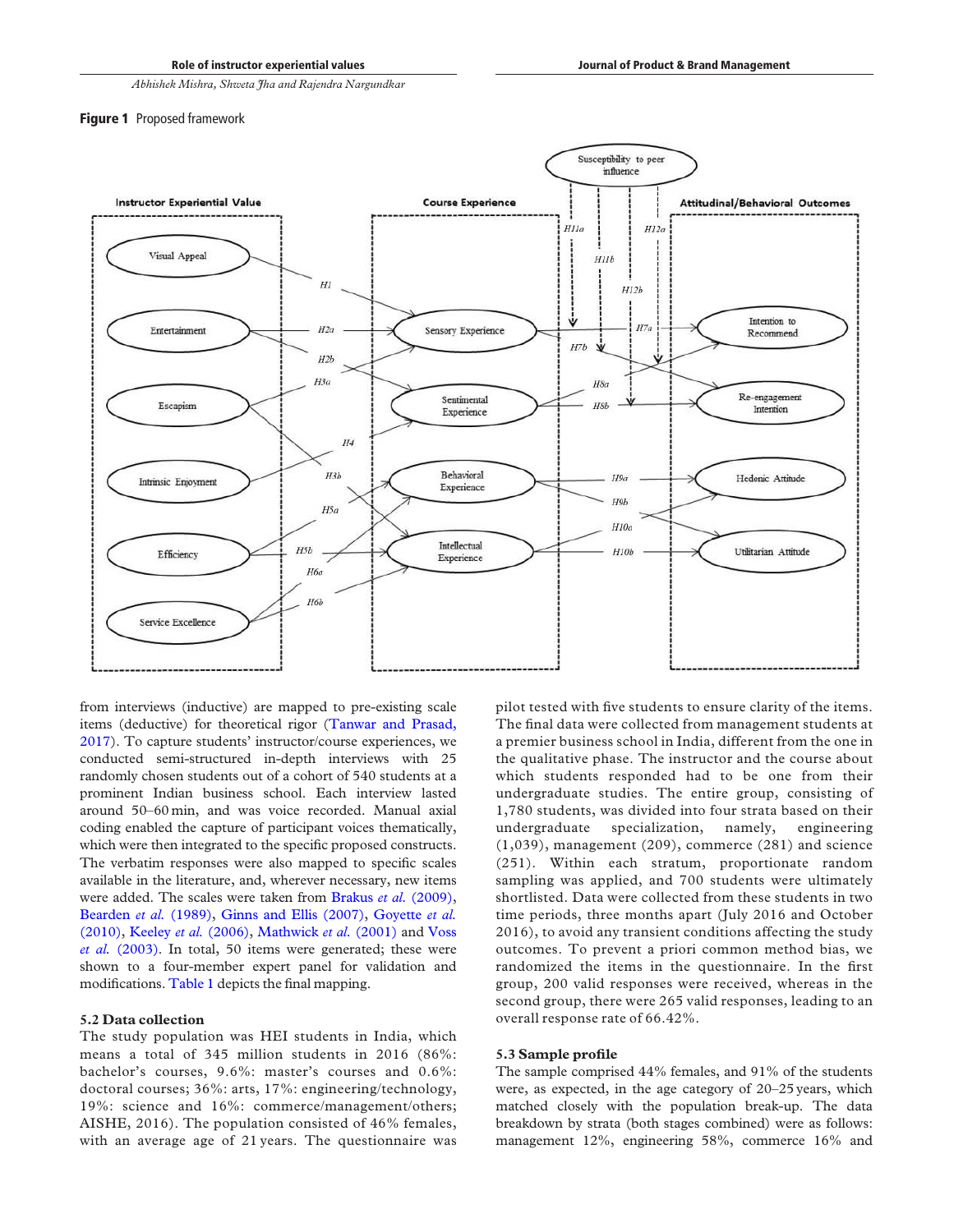**Figure 1** Proposed framework

from interviews (inductive) are mapped to pre-existing scale items (deductive) for theoretical rigor (Tanwar and Prasad, 2017). To capture students' instructor/course experiences, we conducted semi-structured in-depth interviews with 25 randomly chosen students out of a cohort of 540 students at a prominent Indian business school. Each interview lasted around 50–60 min, and was voice recorded. Manual axial coding enabled the capture of participant voices thematically, which were then integrated to the specific proposed constructs. The verbatim responses were also mapped to specific scales available in the literature, and, wherever necessary, new items were added. The scales were taken from Brakus *et al.* (2009), Bearden *et al.* (1989), Ginns and Ellis (2007), Goyette *et al.* (2010), Keeley *et al.* (2006), Mathwick *et al.* (2001) and Voss *et al.* (2003). In total, 50 items were generated; these were shown to a four-member expert panel for validation and modifications. Table 1 depicts the final mapping.

### 5.2 Data collection

The study population was HEI students in India, which means a total of 345 million students in 2016 (86%: bachelor's courses, 9.6%: master's courses and 0.6%: doctoral courses; 36%: arts, 17%: engineering/technology, 19%: science and 16%: commerce/management/others; AISHE, 2016). The population consisted of 46% females, with an average age of 21 years. The questionnaire was pilot tested with five students to ensure clarity of the items. The final data were collected from management students at a premier business school in India, different from the one in the qualitative phase. The instructor and the course about which students responded had to be one from their undergraduate studies. The entire group, consisting of 1,780 students, was divided into four strata based on their undergraduate specialization, namely, engineering (1,039), management (209), commerce (281) and science (251). Within each stratum, proportionate random sampling was applied, and 700 students were ultimately shortlisted. Data were collected from these students in two time periods, three months apart (July 2016 and October 2016), to avoid any transient conditions affecting the study outcomes. To prevent a priori common method bias, we randomized the items in the questionnaire. In the first group, 200 valid responses were received, whereas in the second group, there were 265 valid responses, leading to an overall response rate of 66.42%.

### 5.3 Sample profile

The sample comprised 44% females, and 91% of the students were, as expected, in the age category of 20–25 years, which matched closely with the population break-up. The data breakdown by strata (both stages combined) were as follows: management 12%, engineering 58%, commerce 16% and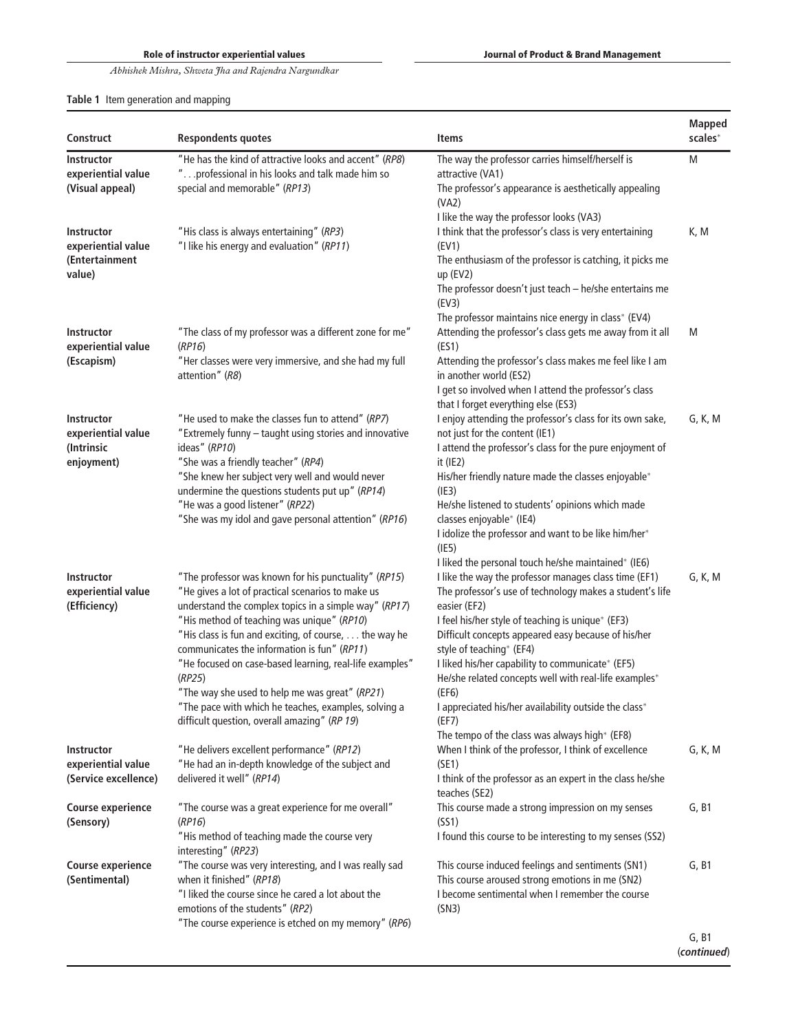**Table 1** Item generation and mapping

| Construct | Respondents quotes | Items | Mapped scales* |
|---|---|---|---|
| **Instructor experiential value (Visual appeal)** | "He has the kind of attractive looks and accent" (*RP8*)<br>"...professional in his looks and talk made him so special and memorable" (*RP13*) | The way the professor carries himself/herself is attractive (VA1)<br>The professor's appearance is aesthetically appealing (VA2)<br>I like the way the professor looks (VA3) | M |
| **Instructor experiential value (Entertainment value)** | "His class is always entertaining" (*RP3*)<br>"I like his energy and evaluation" (*RP11*) | I think that the professor's class is very entertaining (EV1)<br>The enthusiasm of the professor is catching, it picks me up (EV2)<br>The professor doesn't just teach – he/she entertains me (EV3)<br>The professor maintains nice energy in class* (EV4) | K, M |
| **Instructor experiential value (Escapism)** | "The class of my professor was a different zone for me" (*RP16*)<br>"Her classes were very immersive, and she had my full attention" (*R8*) | Attending the professor's class gets me away from it all (ES1)<br>Attending the professor's class makes me feel like I am in another world (ES2)<br>I get so involved when I attend the professor's class that I forget everything else (ES3) | M |
| **Instructor experiential value (Intrinsic enjoyment)** | "He used to make the classes fun to attend" (*RP7*)<br>"Extremely funny – taught using stories and innovative ideas" (*RP10*)<br>"She was a friendly teacher" (*RP4*)<br>"She knew her subject very well and would never undermine the questions students put up" (*RP14*)<br>"He was a good listener" (*RP22*)<br>"She was my idol and gave personal attention" (*RP16*) | I enjoy attending the professor's class for its own sake, not just for the content (IE1)<br>I attend the professor's class for the pure enjoyment of it (IE2)<br>His/her friendly nature made the classes enjoyable* (IE3)<br>He/she listened to students' opinions which made classes enjoyable* (IE4)<br>I idolize the professor and want to be like him/her* (IE5)<br>I liked the personal touch he/she maintained* (IE6) | G, K, M |
| **Instructor experiential value (Efficiency)** | "The professor was known for his punctuality" (*RP15*)<br>"He gives a lot of practical scenarios to make us understand the complex topics in a simple way" (*RP17*)<br>"His method of teaching was unique" (*RP10*)<br>"His class is fun and exciting, of course, ... the way he communicates the information is fun" (*RP11*)<br>"He focused on case-based learning, real-life examples" (*RP25*)<br>"The way she used to help me was great" (*RP21*)<br>"The pace with which he teaches, examples, solving a difficult question, overall amazing" (*RP 19*) | I like the way the professor manages class time (EF1)<br>The professor's use of technology makes a student's life easier (EF2)<br>I feel his/her style of teaching is unique* (EF3)<br>Difficult concepts appeared easy because of his/her style of teaching* (EF4)<br>I liked his/her capability to communicate* (EF5)<br>He/she related concepts well with real-life examples* (EF6)<br>I appreciated his/her availability outside the class* (EF7)<br>The tempo of the class was always high* (EF8) | G, K, M |
| **Instructor experiential value (Service excellence)** | "He delivers excellent performance" (*RP12*)<br>"He had an in-depth knowledge of the subject and delivered it well" (*RP14*) | When I think of the professor, I think of excellence (SE1)<br>I think of the professor as an expert in the class he/she teaches (SE2) | G, K, M |
| **Course experience (Sensory)** | "The course was a great experience for me overall" (*RP16*)<br>"His method of teaching made the course very interesting" (*RP23*) | This course made a strong impression on my senses (SS1)<br>I found this course to be interesting to my senses (SS2) | G, B1 |
| **Course experience (Sentimental)** | "The course was very interesting, and I was really sad when it finished" (*RP18*)<br>"I liked the course since he cared a lot about the emotions of the students" (*RP2*)<br>"The course experience is etched on my memory" (*RP6*) | This course induced feelings and sentiments (SN1)<br>This course aroused strong emotions in me (SN2)<br>I become sentimental when I remember the course (SN3) | G, B1 |
| | | | G, B1 |

(*continued*)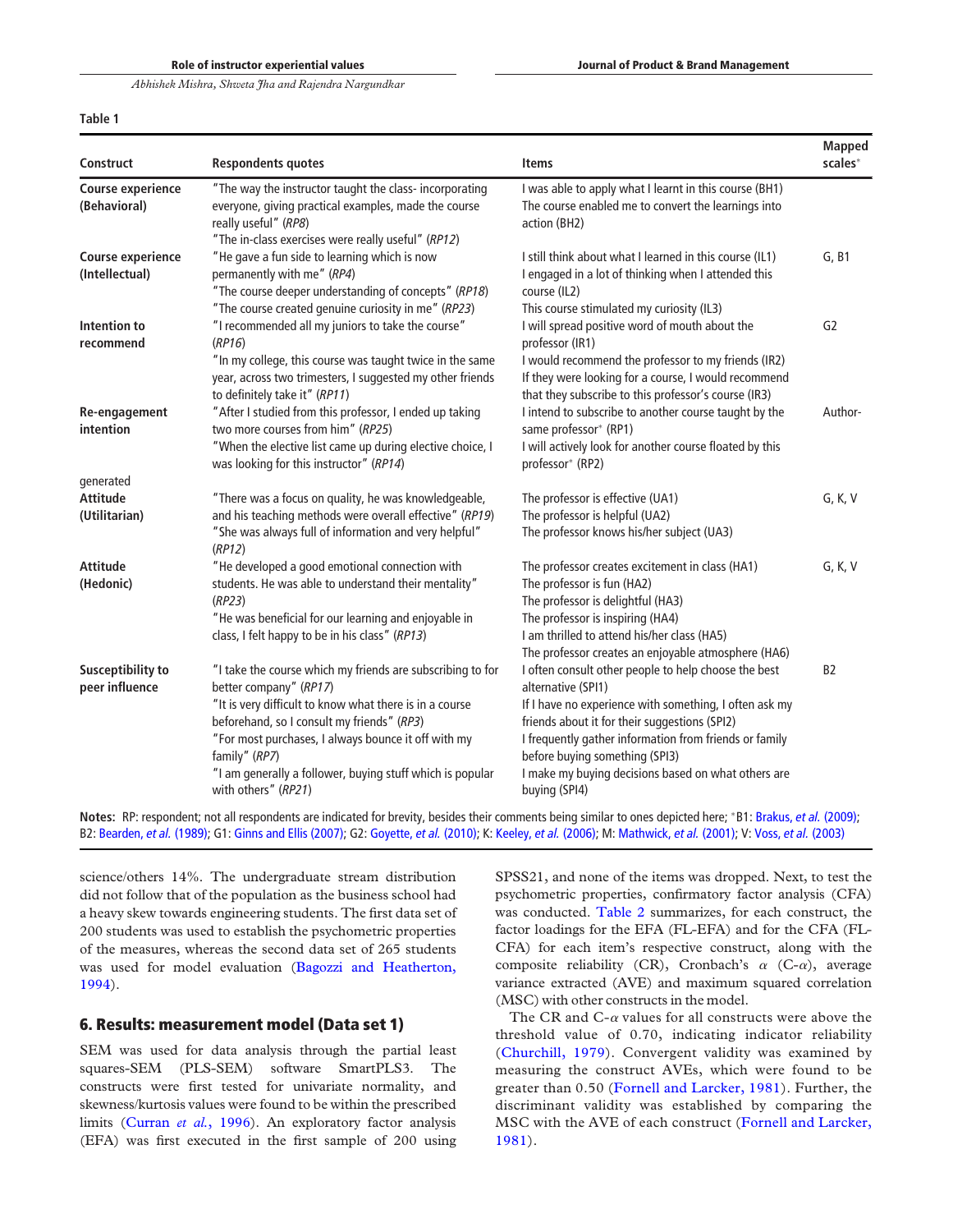**Table 1**

| Construct | Respondents quotes | Items | Mapped scales* |
|---|---|---|---|
| **Course experience (Behavioral)** | "The way the instructor taught the class- incorporating everyone, giving practical examples, made the course really useful" (*RP8*)<br>"The in-class exercises were really useful" (*RP12*) | I was able to apply what I learnt in this course (BH1)<br>The course enabled me to convert the learnings into action (BH2) | |
| **Course experience (Intellectual)** | "He gave a fun side to learning which is now permanently with me" (*RP4*)<br>"The course deeper understanding of concepts" (*RP18*)<br>"The course created genuine curiosity in me" (*RP23*) | I still think about what I learned in this course (IL1)<br>I engaged in a lot of thinking when I attended this course (IL2)<br>This course stimulated my curiosity (IL3) | G, B1 |
| **Intention to recommend** | "I recommended all my juniors to take the course" (*RP16*)<br>"In my college, this course was taught twice in the same year, across two trimesters, I suggested my other friends to definitely take it" (*RP11*) | I will spread positive word of mouth about the professor (IR1)<br>I would recommend the professor to my friends (IR2)<br>If they were looking for a course, I would recommend that they subscribe to this professor's course (IR3) | G2 |
| **Re-engagement intention** | "After I studied from this professor, I ended up taking two more courses from him" (*RP25*)<br>"When the elective list came up during elective choice, I was looking for this instructor" (*RP14*) | I intend to subscribe to another course taught by the same professor* (RP1)<br>I will actively look for another course floated by this professor* (RP2) | Author-generated |
| **Attitude (Utilitarian)** | "There was a focus on quality, he was knowledgeable, and his teaching methods were overall effective" (*RP19*)<br>"She was always full of information and very helpful" (*RP12*) | The professor is effective (UA1)<br>The professor is helpful (UA2)<br>The professor knows his/her subject (UA3) | G, K, V |
| **Attitude (Hedonic)** | "He developed a good emotional connection with students. He was able to understand their mentality" (*RP23*)<br>"He was beneficial for our learning and enjoyable in class, I felt happy to be in his class" (*RP13*) | The professor creates excitement in class (HA1)<br>The professor is fun (HA2)<br>The professor is delightful (HA3)<br>The professor is inspiring (HA4)<br>I am thrilled to attend his/her class (HA5)<br>The professor creates an enjoyable atmosphere (HA6) | G, K, V |
| **Susceptibility to peer influence** | "I take the course which my friends are subscribing to for better company" (*RP17*)<br>"It is very difficult to know what there is in a course beforehand, so I consult my friends" (*RP3*)<br>"For most purchases, I always bounce it off with my family" (*RP7*)<br>"I am generally a follower, buying stuff which is popular with others" (*RP21*) | I often consult other people to help choose the best alternative (SPI1)<br>If I have no experience with something, I often ask my friends about it for their suggestions (SPI2)<br>I frequently gather information from friends or family before buying something (SPI3)<br>I make my buying decisions based on what others are buying (SPI4) | B2 |

**Notes:** RP: respondent; not all respondents are indicated for brevity, besides their comments being similar to ones depicted here; *B1: Brakus, *et al.* (2009); B2: Bearden, *et al.* (1989); G1: Ginns and Ellis (2007); G2: Goyette, *et al.* (2010); K: Keeley, *et al.* (2006); M: Mathwick, *et al.* (2001); V: Voss, *et al.* (2003)

science/others 14%. The undergraduate stream distribution did not follow that of the population as the business school had a heavy skew towards engineering students. The first data set of 200 students was used to establish the psychometric properties of the measures, whereas the second data set of 265 students was used for model evaluation (Bagozzi and Heatherton, 1994).

## 6. Results: measurement model (Data set 1)

SEM was used for data analysis through the partial least squares-SEM (PLS-SEM) software SmartPLS3. The constructs were first tested for univariate normality, and skewness/kurtosis values were found to be within the prescribed limits (Curran *et al.*, 1996). An exploratory factor analysis (EFA) was first executed in the first sample of 200 using SPSS21, and none of the items was dropped. Next, to test the psychometric properties, confirmatory factor analysis (CFA) was conducted. Table 2 summarizes, for each construct, the factor loadings for the EFA (FL-EFA) and for the CFA (FL-CFA) for each item's respective construct, along with the composite reliability (CR), Cronbach's $\alpha$ (C-$\alpha$), average variance extracted (AVE) and maximum squared correlation (MSC) with other constructs in the model.

The CR and C-$\alpha$ values for all constructs were above the threshold value of 0.70, indicating indicator reliability (Churchill, 1979). Convergent validity was examined by measuring the construct AVEs, which were found to be greater than 0.50 (Fornell and Larcker, 1981). Further, the discriminant validity was established by comparing the MSC with the AVE of each construct (Fornell and Larcker, 1981).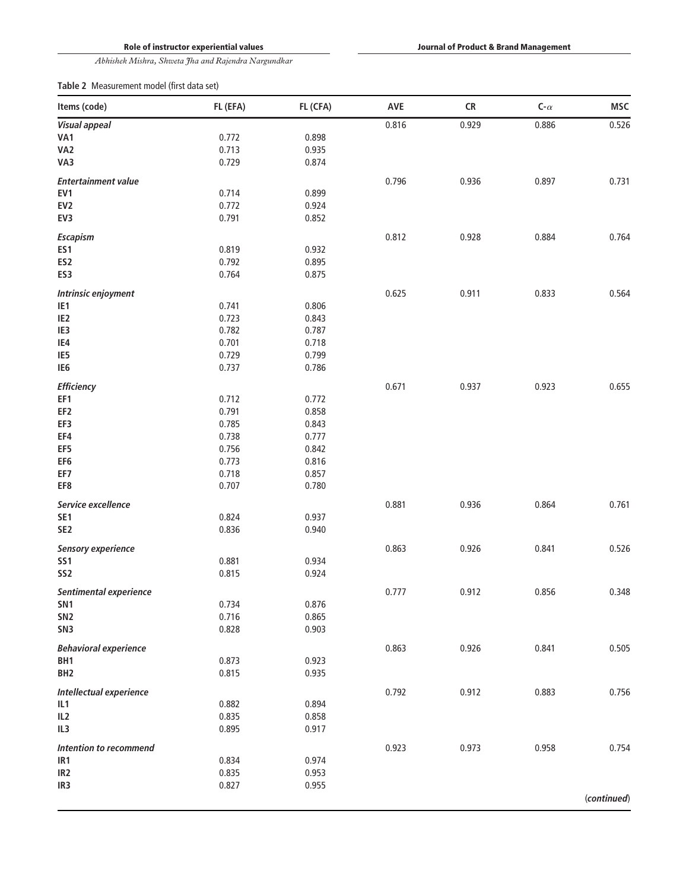**Table 2** Measurement model (first data set)

| Items (code) | FL (EFA) | FL (CFA) | AVE | CR | C-$\alpha$ | MSC |
|---|---|---|---|---|---|---|
| ***Visual appeal*** | | | 0.816 | 0.929 | 0.886 | 0.526 |
| **VA1** | 0.772 | 0.898 | | | | |
| **VA2** | 0.713 | 0.935 | | | | |
| **VA3** | 0.729 | 0.874 | | | | |
| ***Entertainment value*** | | | 0.796 | 0.936 | 0.897 | 0.731 |
| **EV1** | 0.714 | 0.899 | | | | |
| **EV2** | 0.772 | 0.924 | | | | |
| **EV3** | 0.791 | 0.852 | | | | |
| ***Escapism*** | | | 0.812 | 0.928 | 0.884 | 0.764 |
| **ES1** | 0.819 | 0.932 | | | | |
| **ES2** | 0.792 | 0.895 | | | | |
| **ES3** | 0.764 | 0.875 | | | | |
| ***Intrinsic enjoyment*** | | | 0.625 | 0.911 | 0.833 | 0.564 |
| **IE1** | 0.741 | 0.806 | | | | |
| **IE2** | 0.723 | 0.843 | | | | |
| **IE3** | 0.782 | 0.787 | | | | |
| **IE4** | 0.701 | 0.718 | | | | |
| **IE5** | 0.729 | 0.799 | | | | |
| **IE6** | 0.737 | 0.786 | | | | |
| ***Efficiency*** | | | 0.671 | 0.937 | 0.923 | 0.655 |
| **EF1** | 0.712 | 0.772 | | | | |
| **EF2** | 0.791 | 0.858 | | | | |
| **EF3** | 0.785 | 0.843 | | | | |
| **EF4** | 0.738 | 0.777 | | | | |
| **EF5** | 0.756 | 0.842 | | | | |
| **EF6** | 0.773 | 0.816 | | | | |
| **EF7** | 0.718 | 0.857 | | | | |
| **EF8** | 0.707 | 0.780 | | | | |
| ***Service excellence*** | | | 0.881 | 0.936 | 0.864 | 0.761 |
| **SE1** | 0.824 | 0.937 | | | | |
| **SE2** | 0.836 | 0.940 | | | | |
| ***Sensory experience*** | | | 0.863 | 0.926 | 0.841 | 0.526 |
| **SS1** | 0.881 | 0.934 | | | | |
| **SS2** | 0.815 | 0.924 | | | | |
| ***Sentimental experience*** | | | 0.777 | 0.912 | 0.856 | 0.348 |
| **SN1** | 0.734 | 0.876 | | | | |
| **SN2** | 0.716 | 0.865 | | | | |
| **SN3** | 0.828 | 0.903 | | | | |
| ***Behavioral experience*** | | | 0.863 | 0.926 | 0.841 | 0.505 |
| **BH1** | 0.873 | 0.923 | | | | |
| **BH2** | 0.815 | 0.935 | | | | |
| ***Intellectual experience*** | | | 0.792 | 0.912 | 0.883 | 0.756 |
| **IL1** | 0.882 | 0.894 | | | | |
| **IL2** | 0.835 | 0.858 | | | | |
| **IL3** | 0.895 | 0.917 | | | | |
| ***Intention to recommend*** | | | 0.923 | 0.973 | 0.958 | 0.754 |
| **IR1** | 0.834 | 0.974 | | | | |
| **IR2** | 0.835 | 0.953 | | | | |
| **IR3** | 0.827 | 0.955 | | | | |

(*continued*)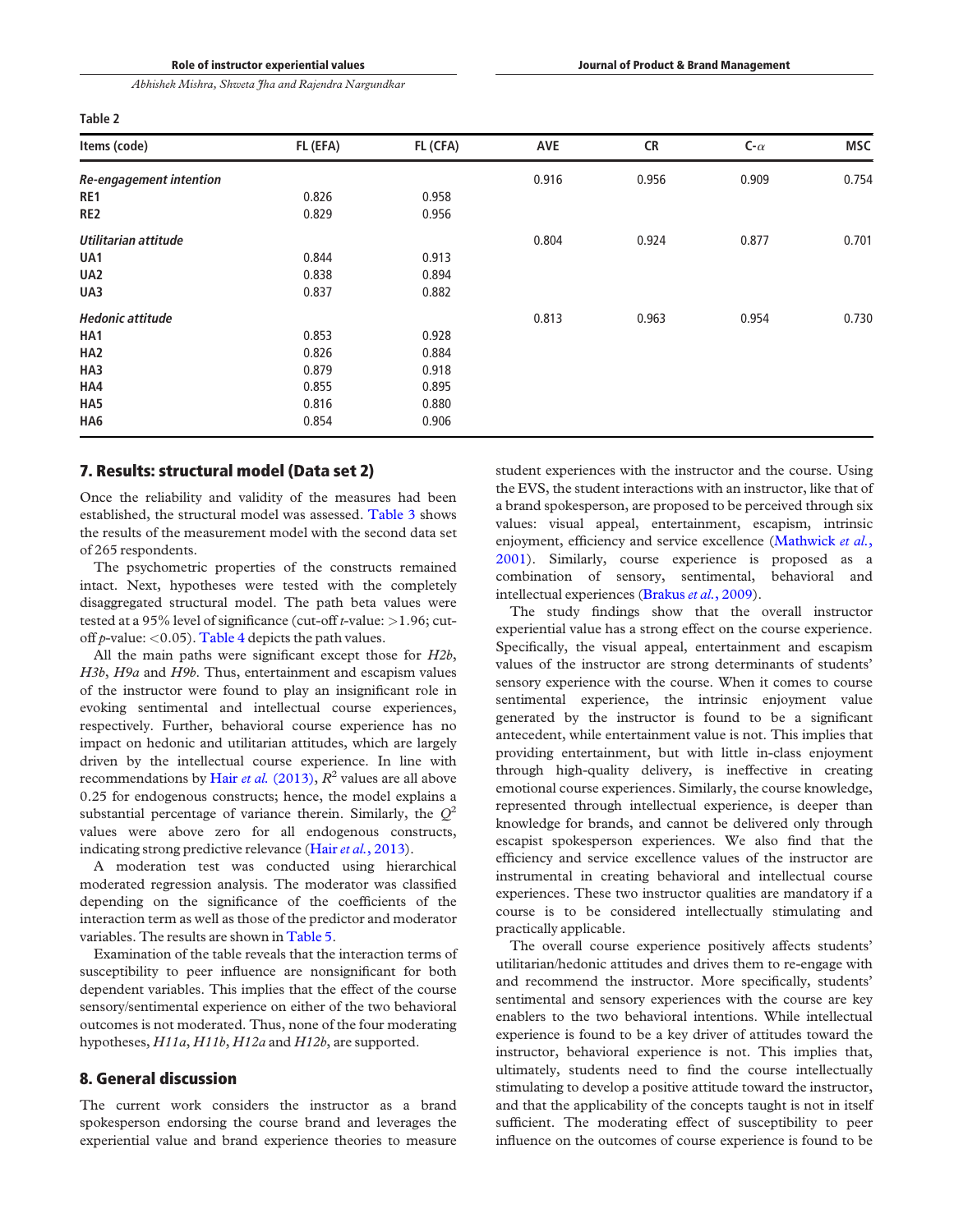**Table 2**

| Items (code) | FL (EFA) | FL (CFA) | AVE | CR | C-$\alpha$ | MSC |
|---|---|---|---|---|---|---|
| ***Re-engagement intention*** | | | 0.916 | 0.956 | 0.909 | 0.754 |
| RE1 | 0.826 | 0.958 | | | | |
| RE2 | 0.829 | 0.956 | | | | |
| ***Utilitarian attitude*** | | | 0.804 | 0.924 | 0.877 | 0.701 |
| UA1 | 0.844 | 0.913 | | | | |
| UA2 | 0.838 | 0.894 | | | | |
| UA3 | 0.837 | 0.882 | | | | |
| ***Hedonic attitude*** | | | 0.813 | 0.963 | 0.954 | 0.730 |
| HA1 | 0.853 | 0.928 | | | | |
| HA2 | 0.826 | 0.884 | | | | |
| HA3 | 0.879 | 0.918 | | | | |
| HA4 | 0.855 | 0.895 | | | | |
| HA5 | 0.816 | 0.880 | | | | |
| HA6 | 0.854 | 0.906 | | | | |

## 7. Results: structural model (Data set 2)

Once the reliability and validity of the measures had been established, the structural model was assessed. Table 3 shows the results of the measurement model with the second data set of 265 respondents.

The psychometric properties of the constructs remained intact. Next, hypotheses were tested with the completely disaggregated structural model. The path beta values were tested at a 95% level of significance (cut-off *t*-value: >1.96; cut-off *p*-value: <0.05). Table 4 depicts the path values.

All the main paths were significant except those for *H2b*, *H3b*, *H9a* and *H9b*. Thus, entertainment and escapism values of the instructor were found to play an insignificant role in evoking sentimental and intellectual course experiences, respectively. Further, behavioral course experience has no impact on hedonic and utilitarian attitudes, which are largely driven by the intellectual course experience. In line with recommendations by Hair *et al.* (2013), $R^2$ values are all above 0.25 for endogenous constructs; hence, the model explains a substantial percentage of variance therein. Similarly, the $Q^2$ values were above zero for all endogenous constructs, indicating strong predictive relevance (Hair *et al.*, 2013).

A moderation test was conducted using hierarchical moderated regression analysis. The moderator was classified depending on the significance of the coefficients of the interaction term as well as those of the predictor and moderator variables. The results are shown in Table 5.

Examination of the table reveals that the interaction terms of susceptibility to peer influence are nonsignificant for both dependent variables. This implies that the effect of the course sensory/sentimental experience on either of the two behavioral outcomes is not moderated. Thus, none of the four moderating hypotheses, *H11a*, *H11b*, *H12a* and *H12b*, are supported.

## 8. General discussion

The current work considers the instructor as a brand spokesperson endorsing the course brand and leverages the experiential value and brand experience theories to measure student experiences with the instructor and the course. Using the EVS, the student interactions with an instructor, like that of a brand spokesperson, are proposed to be perceived through six values: visual appeal, entertainment, escapism, intrinsic enjoyment, efficiency and service excellence (Mathwick *et al.*, 2001). Similarly, course experience is proposed as a combination of sensory, sentimental, behavioral and intellectual experiences (Brakus *et al.*, 2009).

The study findings show that the overall instructor experiential value has a strong effect on the course experience. Specifically, the visual appeal, entertainment and escapism values of the instructor are strong determinants of students' sensory experience with the course. When it comes to course sentimental experience, the intrinsic enjoyment value generated by the instructor is found to be a significant antecedent, while entertainment value is not. This implies that providing entertainment, but with little in-class enjoyment through high-quality delivery, is ineffective in creating emotional course experiences. Similarly, the course knowledge, represented through intellectual experience, is deeper than knowledge for brands, and cannot be delivered only through escapist spokesperson experiences. We also find that the efficiency and service excellence values of the instructor are instrumental in creating behavioral and intellectual course experiences. These two instructor qualities are mandatory if a course is to be considered intellectually stimulating and practically applicable.

The overall course experience positively affects students' utilitarian/hedonic attitudes and drives them to re-engage with and recommend the instructor. More specifically, students' sentimental and sensory experiences with the course are key enablers to the two behavioral intentions. While intellectual experience is found to be a key driver of attitudes toward the instructor, behavioral experience is not. This implies that, ultimately, students need to find the course intellectually stimulating to develop a positive attitude toward the instructor, and that the applicability of the concepts taught is not in itself sufficient. The moderating effect of susceptibility to peer influence on the outcomes of course experience is found to be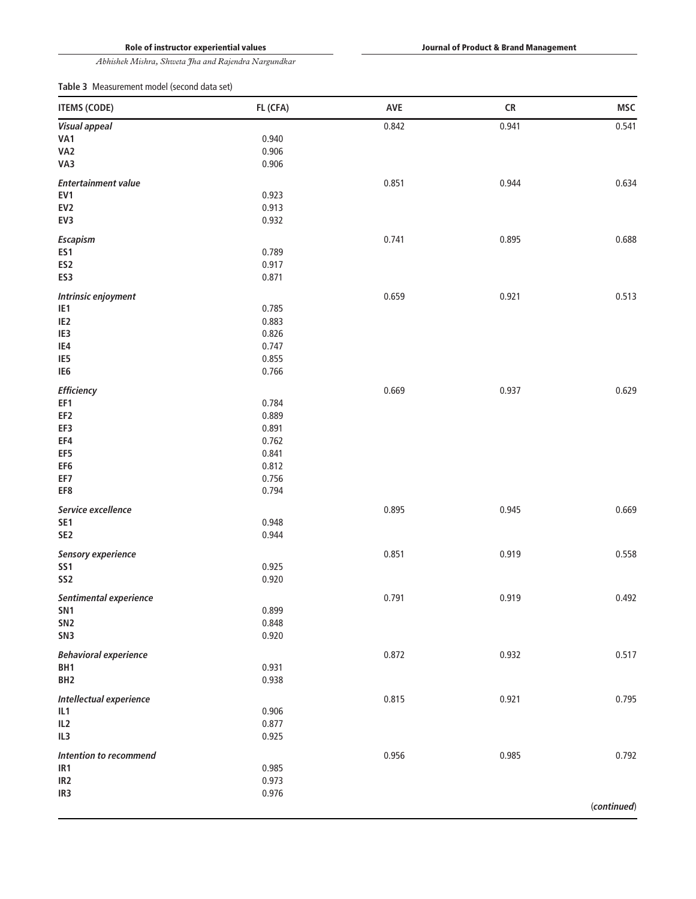**Table 3** Measurement model (second data set)

| ITEMS (CODE) | FL (CFA) | AVE | CR | MSC |
|---|---|---|---|---|
| ***Visual appeal*** | | 0.842 | 0.941 | 0.541 |
| VA1 | 0.940 | | | |
| VA2 | 0.906 | | | |
| VA3 | 0.906 | | | |
| ***Entertainment value*** | | 0.851 | 0.944 | 0.634 |
| EV1 | 0.923 | | | |
| EV2 | 0.913 | | | |
| EV3 | 0.932 | | | |
| ***Escapism*** | | 0.741 | 0.895 | 0.688 |
| ES1 | 0.789 | | | |
| ES2 | 0.917 | | | |
| ES3 | 0.871 | | | |
| ***Intrinsic enjoyment*** | | 0.659 | 0.921 | 0.513 |
| IE1 | 0.785 | | | |
| IE2 | 0.883 | | | |
| IE3 | 0.826 | | | |
| IE4 | 0.747 | | | |
| IE5 | 0.855 | | | |
| IE6 | 0.766 | | | |
| ***Efficiency*** | | 0.669 | 0.937 | 0.629 |
| EF1 | 0.784 | | | |
| EF2 | 0.889 | | | |
| EF3 | 0.891 | | | |
| EF4 | 0.762 | | | |
| EF5 | 0.841 | | | |
| EF6 | 0.812 | | | |
| EF7 | 0.756 | | | |
| EF8 | 0.794 | | | |
| ***Service excellence*** | | 0.895 | 0.945 | 0.669 |
| SE1 | 0.948 | | | |
| SE2 | 0.944 | | | |
| ***Sensory experience*** | | 0.851 | 0.919 | 0.558 |
| SS1 | 0.925 | | | |
| SS2 | 0.920 | | | |
| ***Sentimental experience*** | | 0.791 | 0.919 | 0.492 |
| SN1 | 0.899 | | | |
| SN2 | 0.848 | | | |
| SN3 | 0.920 | | | |
| ***Behavioral experience*** | | 0.872 | 0.932 | 0.517 |
| BH1 | 0.931 | | | |
| BH2 | 0.938 | | | |
| ***Intellectual experience*** | | 0.815 | 0.921 | 0.795 |
| IL1 | 0.906 | | | |
| IL2 | 0.877 | | | |
| IL3 | 0.925 | | | |
| ***Intention to recommend*** | | 0.956 | 0.985 | 0.792 |
| IR1 | 0.985 | | | |
| IR2 | 0.973 | | | |
| IR3 | 0.976 | | | |

(*continued*)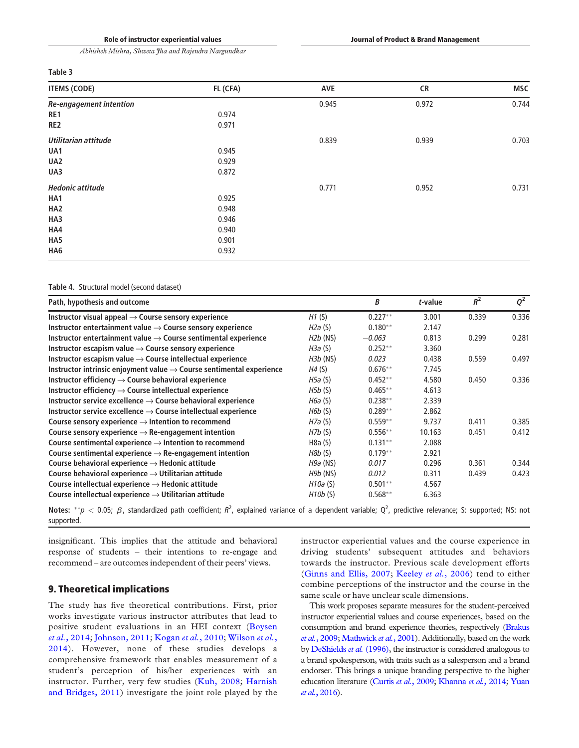**Table 3**

| ITEMS (CODE) | FL (CFA) | AVE | CR | MSC |
|---|---|---|---|---|
| *Re-engagement intention* | | 0.945 | 0.972 | 0.744 |
| RE1 | 0.974 | | | |
| RE2 | 0.971 | | | |
| *Utilitarian attitude* | | 0.839 | 0.939 | 0.703 |
| UA1 | 0.945 | | | |
| UA2 | 0.929 | | | |
| UA3 | 0.872 | | | |
| *Hedonic attitude* | | 0.771 | 0.952 | 0.731 |
| HA1 | 0.925 | | | |
| HA2 | 0.948 | | | |
| HA3 | 0.946 | | | |
| HA4 | 0.940 | | | |
| HA5 | 0.901 | | | |
| HA6 | 0.932 | | | |

**Table 4.** Structural model (second dataset)

| Path, hypothesis and outcome | | B | t-value | $R^2$ | $Q^2$ |
|---|---|---|---|---|---|
| Instructor visual appeal → Course sensory experience | *H1* (S) | 0.227** | 3.001 | 0.339 | 0.336 |
| Instructor entertainment value → Course sensory experience | *H2a* (S) | 0.180** | 2.147 | | |
| Instructor entertainment value → Course sentimental experience | *H2b* (NS) | *−0.063* | 0.813 | 0.299 | 0.281 |
| Instructor escapism value → Course sensory experience | *H3a* (S) | 0.252** | 3.360 | | |
| Instructor escapism value → Course intellectual experience | *H3b* (NS) | *0.023* | 0.438 | 0.559 | 0.497 |
| Instructor intrinsic enjoyment value → Course sentimental experience | *H4* (S) | 0.676** | 7.745 | | |
| Instructor efficiency → Course behavioral experience | *H5a* (S) | 0.452** | 4.580 | 0.450 | 0.336 |
| Instructor efficiency → Course intellectual experience | *H5b* (S) | 0.465** | 4.613 | | |
| Instructor service excellence → Course behavioral experience | *H6a* (S) | 0.238** | 2.339 | | |
| Instructor service excellence → Course intellectual experience | *H6b* (S) | 0.289** | 2.862 | | |
| Course sensory experience → Intention to recommend | *H7a* (S) | 0.559** | 9.737 | 0.411 | 0.385 |
| Course sensory experience → Re-engagement intention | *H7b* (S) | 0.556** | 10.163 | 0.451 | 0.412 |
| Course sentimental experience → Intention to recommend | H8a (S) | 0.131** | 2.088 | | |
| Course sentimental experience → Re-engagement intention | *H8b* (S) | 0.179** | 2.921 | | |
| Course behavioral experience → Hedonic attitude | *H9a* (NS) | *0.017* | 0.296 | 0.361 | 0.344 |
| Course behavioral experience → Utilitarian attitude | *H9b* (NS) | *0.012* | 0.311 | 0.439 | 0.423 |
| Course intellectual experience → Hedonic attitude | *H10a* (S) | 0.501** | 4.567 | | |
| Course intellectual experience → Utilitarian attitude | *H10b* (S) | 0.568** | 6.363 | | |

**Notes:** $^{**}p < 0.05$; $\beta$, standardized path coefficient; $R^2$, explained variance of a dependent variable; $Q^2$, predictive relevance; S: supported; NS: not supported.

insignificant. This implies that the attitude and behavioral response of students – their intentions to re-engage and recommend – are outcomes independent of their peers' views.

## 9. Theoretical implications

The study has five theoretical contributions. First, prior works investigate various instructor attributes that lead to positive student evaluations in an HEI context (Boysen *et al.*, 2014; Johnson, 2011; Kogan *et al.*, 2010; Wilson *et al.*, 2014). However, none of these studies develops a comprehensive framework that enables measurement of a student's perception of his/her experiences with an instructor. Further, very few studies (Kuh, 2008; Harnish and Bridges, 2011) investigate the joint role played by the instructor experiential values and the course experience in driving students' subsequent attitudes and behaviors towards the instructor. Previous scale development efforts (Ginns and Ellis, 2007; Keeley *et al.*, 2006) tend to either combine perceptions of the instructor and the course in the same scale or have unclear scale dimensions.

This work proposes separate measures for the student-perceived instructor experiential values and course experiences, based on the consumption and brand experience theories, respectively (Brakus *et al.*, 2009; Mathwick *et al.*, 2001). Additionally, based on the work by DeShields *et al.* (1996), the instructor is considered analogous to a brand spokesperson, with traits such as a salesperson and a brand endorser. This brings a unique branding perspective to the higher education literature (Curtis *et al.*, 2009; Khanna *et al.*, 2014; Yuan *et al.*, 2016).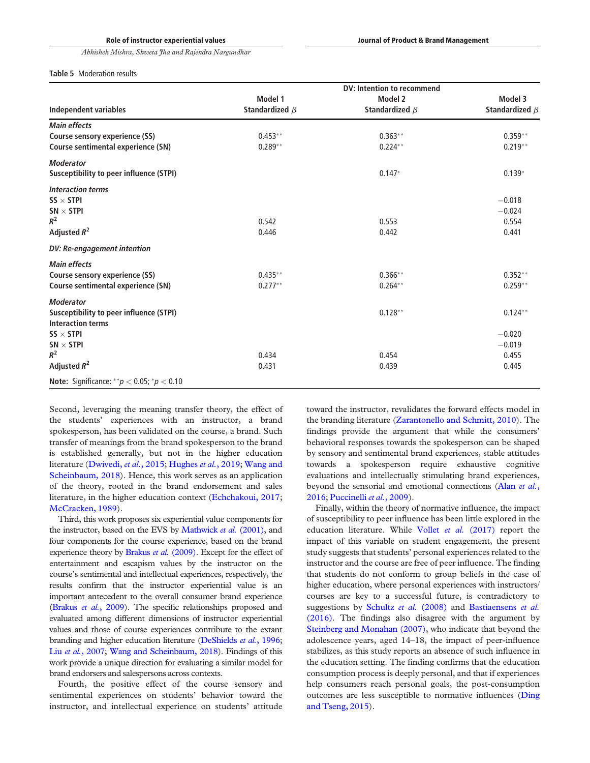**Table 5** Moderation results

| Independent variables | DV: Intention to recommend Model 1 Standardized $\beta$ | Model 2 Standardized $\beta$ | Model 3 Standardized $\beta$ |
|---|---|---|---|
| ***Main effects*** | | | |
| **Course sensory experience (SS)** | 0.453** | 0.363** | 0.359** |
| **Course sentimental experience (SN)** | 0.289** | 0.224** | 0.219** |
| ***Moderator*** | | | |
| **Susceptibility to peer influence (STPI)** | | 0.147* | 0.139* |
| ***Interaction terms*** | | | |
| **SS × STPI** | | | −0.018 |
| **SN × STPI** | | | −0.024 |
| $R^2$ | 0.542 | 0.553 | 0.554 |
| **Adjusted** $R^2$ | 0.446 | 0.442 | 0.441 |
| ***DV: Re-engagement intention*** | | | |
| ***Main effects*** | | | |
| **Course sensory experience (SS)** | 0.435** | 0.366** | 0.352** |
| **Course sentimental experience (SN)** | 0.277** | 0.264** | 0.259** |
| ***Moderator*** | | | |
| **Susceptibility to peer influence (STPI)** | | 0.128** | 0.124** |
| **Interaction terms** | | | |
| **SS × STPI** | | | −0.020 |
| **SN × STPI** | | | −0.019 |
| $R^2$ | 0.434 | 0.454 | 0.455 |
| **Adjusted** $R^2$ | 0.431 | 0.439 | 0.445 |

**Note:** Significance: $^{**}p < 0.05$; $^{*}p < 0.10$

Second, leveraging the meaning transfer theory, the effect of the students' experiences with an instructor, a brand spokesperson, has been validated on the course, a brand. Such transfer of meanings from the brand spokesperson to the brand is established generally, but not in the higher education literature (Dwivedi, *et al.*, 2015; Hughes *et al.*, 2019; Wang and Scheinbaum, 2018). Hence, this work serves as an application of the theory, rooted in the brand endorsement and sales literature, in the higher education context (Echchakoui, 2017; McCracken, 1989).

Third, this work proposes six experiential value components for the instructor, based on the EVS by Mathwick *et al.* (2001), and four components for the course experience, based on the brand experience theory by Brakus *et al.* (2009). Except for the effect of entertainment and escapism values by the instructor on the course's sentimental and intellectual experiences, respectively, the results confirm that the instructor experiential value is an important antecedent to the overall consumer brand experience (Brakus *et al.*, 2009). The specific relationships proposed and evaluated among different dimensions of instructor experiential values and those of course experiences contribute to the extant branding and higher education literature (DeShields *et al.*, 1996; Liu *et al.*, 2007; Wang and Scheinbaum, 2018). Findings of this work provide a unique direction for evaluating a similar model for brand endorsers and salespersons across contexts.

Fourth, the positive effect of the course sensory and sentimental experiences on students' behavior toward the instructor, and intellectual experience on students' attitude toward the instructor, revalidates the forward effects model in the branding literature (Zarantonello and Schmitt, 2010). The findings provide the argument that while the consumers' behavioral responses towards the spokesperson can be shaped by sensory and sentimental brand experiences, stable attitudes towards a spokesperson require exhaustive cognitive evaluations and intellectually stimulating brand experiences, beyond the sensorial and emotional connections (Alan *et al.*, 2016; Puccinelli *et al.*, 2009).

Finally, within the theory of normative influence, the impact of susceptibility to peer influence has been little explored in the education literature. While Vollet *et al.* (2017) report the impact of this variable on student engagement, the present study suggests that students' personal experiences related to the instructor and the course are free of peer influence. The finding that students do not conform to group beliefs in the case of higher education, where personal experiences with instructors/courses are key to a successful future, is contradictory to suggestions by Schultz *et al.* (2008) and Bastiaensens *et al.* (2016). The findings also disagree with the argument by Steinberg and Monahan (2007), who indicate that beyond the adolescence years, aged 14–18, the impact of peer-influence stabilizes, as this study reports an absence of such influence in the education setting. The finding confirms that the education consumption process is deeply personal, and that if experiences help consumers reach personal goals, the post-consumption outcomes are less susceptible to normative influences (Ding and Tseng, 2015).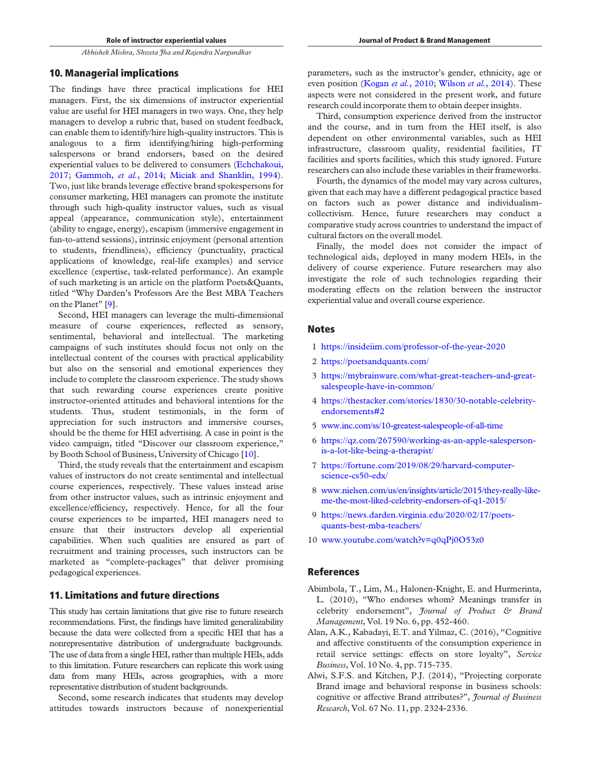## 10. Managerial implications

The findings have three practical implications for HEI managers. First, the six dimensions of instructor experiential value are useful for HEI managers in two ways. One, they help managers to develop a rubric that, based on student feedback, can enable them to identify/hire high-quality instructors. This is analogous to a firm identifying/hiring high-performing salespersons or brand endorsers, based on the desired experiential values to be delivered to consumers (Echchakoui, 2017; Gammoh, *et al.*, 2014; Miciak and Shanklin, 1994). Two, just like brands leverage effective brand spokespersons for consumer marketing, HEI managers can promote the institute through such high-quality instructor values, such as visual appeal (appearance, communication style), entertainment (ability to engage, energy), escapism (immersive engagement in fun-to-attend sessions), intrinsic enjoyment (personal attention to students, friendliness), efficiency (punctuality, practical applications of knowledge, real-life examples) and service excellence (expertise, task-related performance). An example of such marketing is an article on the platform Poets&Quants, titled "Why Darden's Professors Are the Best MBA Teachers on the Planet" [9].

Second, HEI managers can leverage the multi-dimensional measure of course experiences, reflected as sensory, sentimental, behavioral and intellectual. The marketing campaigns of such institutes should focus not only on the intellectual content of the courses with practical applicability but also on the sensorial and emotional experiences they include to complete the classroom experience. The study shows that such rewarding course experiences create positive instructor-oriented attitudes and behavioral intentions for the students. Thus, student testimonials, in the form of appreciation for such instructors and immersive courses, should be the theme for HEI advertising. A case in point is the video campaign, titled "Discover our classroom experience," by Booth School of Business, University of Chicago [10].

Third, the study reveals that the entertainment and escapism values of instructors do not create sentimental and intellectual course experiences, respectively. These values instead arise from other instructor values, such as intrinsic enjoyment and excellence/efficiency, respectively. Hence, for all the four course experiences to be imparted, HEI managers need to ensure that their instructors develop all experiential capabilities. When such qualities are ensured as part of recruitment and training processes, such instructors can be marketed as "complete-packages" that deliver promising pedagogical experiences.

## 11. Limitations and future directions

This study has certain limitations that give rise to future research recommendations. First, the findings have limited generalizability because the data were collected from a specific HEI that has a nonrepresentative distribution of undergraduate backgrounds. The use of data from a single HEI, rather than multiple HEIs, adds to this limitation. Future researchers can replicate this work using data from many HEIs, across geographies, with a more representative distribution of student backgrounds.

Second, some research indicates that students may develop attitudes towards instructors because of nonexperiential parameters, such as the instructor's gender, ethnicity, age or even position (Kogan *et al.*, 2010; Wilson *et al.*, 2014). These aspects were not considered in the present work, and future research could incorporate them to obtain deeper insights.

Third, consumption experience derived from the instructor and the course, and in turn from the HEI itself, is also dependent on other environmental variables, such as HEI infrastructure, classroom quality, residential facilities, IT facilities and sports facilities, which this study ignored. Future researchers can also include these variables in their frameworks.

Fourth, the dynamics of the model may vary across cultures, given that each may have a different pedagogical practice based on factors such as power distance and individualism-collectivism. Hence, future researchers may conduct a comparative study across countries to understand the impact of cultural factors on the overall model.

Finally, the model does not consider the impact of technological aids, deployed in many modern HEIs, in the delivery of course experience. Future researchers may also investigate the role of such technologies regarding their moderating effects on the relation between the instructor experiential value and overall course experience.

## Notes

1. https://insideiim.com/professor-of-the-year-2020
2. https://poetsandquants.com/
3. https://mybrainware.com/what-great-teachers-and-great-salespeople-have-in-common/
4. https://thestacker.com/stories/1830/30-notable-celebrity-endorsements#2
5. www.inc.com/ss/10-greatest-salespeople-of-all-time
6. https://qz.com/267590/working-as-an-apple-salesperson-is-a-lot-like-being-a-therapist/
7. https://fortune.com/2019/08/29/harvard-computer-science-cs50-edx/
8. www.nielsen.com/us/en/insights/article/2015/they-really-like-me-the-most-liked-celebrity-endorsers-of-q1-2015/
9. https://news.darden.virginia.edu/2020/02/17/poets-quants-best-mba-teachers/
10. www.youtube.com/watch?v=q0qPj0O53z0

## References

Abimbola, T., Lim, M., Halonen-Knight, E. and Hurmerinta, L. (2010), "Who endorses whom? Meanings transfer in celebrity endorsement", *Journal of Product & Brand Management*, Vol. 19 No. 6, pp. 452-460.

Alan, A.K., Kabadayi, E.T. and Yilmaz, C. (2016), "Cognitive and affective constituents of the consumption experience in retail service settings: effects on store loyalty", *Service Business*, Vol. 10 No. 4, pp. 715-735.

Alwi, S.F.S. and Kitchen, P.J. (2014), "Projecting corporate Brand image and behavioral response in business schools: cognitive or affective Brand attributes?", *Journal of Business Research*, Vol. 67 No. 11, pp. 2324-2336.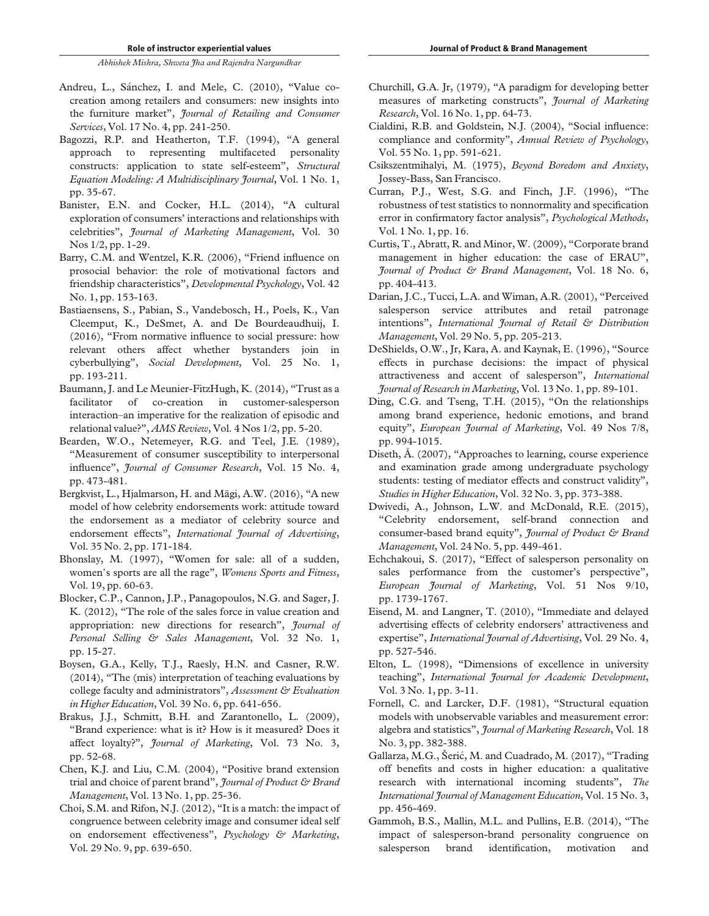Andreu, L., Sánchez, I. and Mele, C. (2010), "Value co-creation among retailers and consumers: new insights into the furniture market", *Journal of Retailing and Consumer Services*, Vol. 17 No. 4, pp. 241-250.

Bagozzi, R.P. and Heatherton, T.F. (1994), "A general approach to representing multifaceted personality constructs: application to state self-esteem", *Structural Equation Modeling: A Multidisciplinary Journal*, Vol. 1 No. 1, pp. 35-67.

Banister, E.N. and Cocker, H.L. (2014), "A cultural exploration of consumers' interactions and relationships with celebrities", *Journal of Marketing Management*, Vol. 30 Nos 1/2, pp. 1-29.

Barry, C.M. and Wentzel, K.R. (2006), "Friend influence on prosocial behavior: the role of motivational factors and friendship characteristics", *Developmental Psychology*, Vol. 42 No. 1, pp. 153-163.

Bastiaensens, S., Pabian, S., Vandebosch, H., Poels, K., Van Cleemput, K., DeSmet, A. and De Bourdeaudhuij, I. (2016), "From normative influence to social pressure: how relevant others affect whether bystanders join in cyberbullying", *Social Development*, Vol. 25 No. 1, pp. 193-211.

Baumann, J. and Le Meunier-FitzHugh, K. (2014), "Trust as a facilitator of co-creation in customer-salesperson interaction–an imperative for the realization of episodic and relational value?", *AMS Review*, Vol. 4 Nos 1/2, pp. 5-20.

Bearden, W.O., Netemeyer, R.G. and Teel, J.E. (1989), "Measurement of consumer susceptibility to interpersonal influence", *Journal of Consumer Research*, Vol. 15 No. 4, pp. 473-481.

Bergkvist, L., Hjalmarson, H. and Mägi, A.W. (2016), "A new model of how celebrity endorsements work: attitude toward the endorsement as a mediator of celebrity source and endorsement effects", *International Journal of Advertising*, Vol. 35 No. 2, pp. 171-184.

Bhonslay, M. (1997), "Women for sale: all of a sudden, women's sports are all the rage", *Womens Sports and Fitness*, Vol. 19, pp. 60-63.

Blocker, C.P., Cannon, J.P., Panagopoulos, N.G. and Sager, J. K. (2012), "The role of the sales force in value creation and appropriation: new directions for research", *Journal of Personal Selling & Sales Management*, Vol. 32 No. 1, pp. 15-27.

Boysen, G.A., Kelly, T.J., Raesly, H.N. and Casner, R.W. (2014), "The (mis) interpretation of teaching evaluations by college faculty and administrators", *Assessment & Evaluation in Higher Education*, Vol. 39 No. 6, pp. 641-656.

Brakus, J.J., Schmitt, B.H. and Zarantonello, L. (2009), "Brand experience: what is it? How is it measured? Does it affect loyalty?", *Journal of Marketing*, Vol. 73 No. 3, pp. 52-68.

Chen, K.J. and Liu, C.M. (2004), "Positive brand extension trial and choice of parent brand", *Journal of Product & Brand Management*, Vol. 13 No. 1, pp. 25-36.

Choi, S.M. and Rifon, N.J. (2012), "It is a match: the impact of congruence between celebrity image and consumer ideal self on endorsement effectiveness", *Psychology & Marketing*, Vol. 29 No. 9, pp. 639-650.

Churchill, G.A. Jr, (1979), "A paradigm for developing better measures of marketing constructs", *Journal of Marketing Research*, Vol. 16 No. 1, pp. 64-73.

Cialdini, R.B. and Goldstein, N.J. (2004), "Social influence: compliance and conformity", *Annual Review of Psychology*, Vol. 55 No. 1, pp. 591-621.

Csikszentmihalyi, M. (1975), *Beyond Boredom and Anxiety*, Jossey-Bass, San Francisco.

Curran, P.J., West, S.G. and Finch, J.F. (1996), "The robustness of test statistics to nonnormality and specification error in confirmatory factor analysis", *Psychological Methods*, Vol. 1 No. 1, pp. 16.

Curtis, T., Abratt, R. and Minor, W. (2009), "Corporate brand management in higher education: the case of ERAU", *Journal of Product & Brand Management*, Vol. 18 No. 6, pp. 404-413.

Darian, J.C., Tucci, L.A. and Wiman, A.R. (2001), "Perceived salesperson service attributes and retail patronage intentions", *International Journal of Retail & Distribution Management*, Vol. 29 No. 5, pp. 205-213.

DeShields, O.W., Jr, Kara, A. and Kaynak, E. (1996), "Source effects in purchase decisions: the impact of physical attractiveness and accent of salesperson", *International Journal of Research in Marketing*, Vol. 13 No. 1, pp. 89-101.

Ding, C.G. and Tseng, T.H. (2015), "On the relationships among brand experience, hedonic emotions, and brand equity", *European Journal of Marketing*, Vol. 49 Nos 7/8, pp. 994-1015.

Diseth, Å. (2007), "Approaches to learning, course experience and examination grade among undergraduate psychology students: testing of mediator effects and construct validity", *Studies in Higher Education*, Vol. 32 No. 3, pp. 373-388.

Dwivedi, A., Johnson, L.W. and McDonald, R.E. (2015), "Celebrity endorsement, self-brand connection and consumer-based brand equity", *Journal of Product & Brand Management*, Vol. 24 No. 5, pp. 449-461.

Echchakoui, S. (2017), "Effect of salesperson personality on sales performance from the customer's perspective", *European Journal of Marketing*, Vol. 51 Nos 9/10, pp. 1739-1767.

Eisend, M. and Langner, T. (2010), "Immediate and delayed advertising effects of celebrity endorsers' attractiveness and expertise", *International Journal of Advertising*, Vol. 29 No. 4, pp. 527-546.

Elton, L. (1998), "Dimensions of excellence in university teaching", *International Journal for Academic Development*, Vol. 3 No. 1, pp. 3-11.

Fornell, C. and Larcker, D.F. (1981), "Structural equation models with unobservable variables and measurement error: algebra and statistics", *Journal of Marketing Research*, Vol. 18 No. 3, pp. 382-388.

Gallarza, M.G., Šerić, M. and Cuadrado, M. (2017), "Trading off benefits and costs in higher education: a qualitative research with international incoming students", *The International Journal of Management Education*, Vol. 15 No. 3, pp. 456-469.

Gammoh, B.S., Mallin, M.L. and Pullins, E.B. (2014), "The impact of salesperson-brand personality congruence on salesperson brand identification, motivation and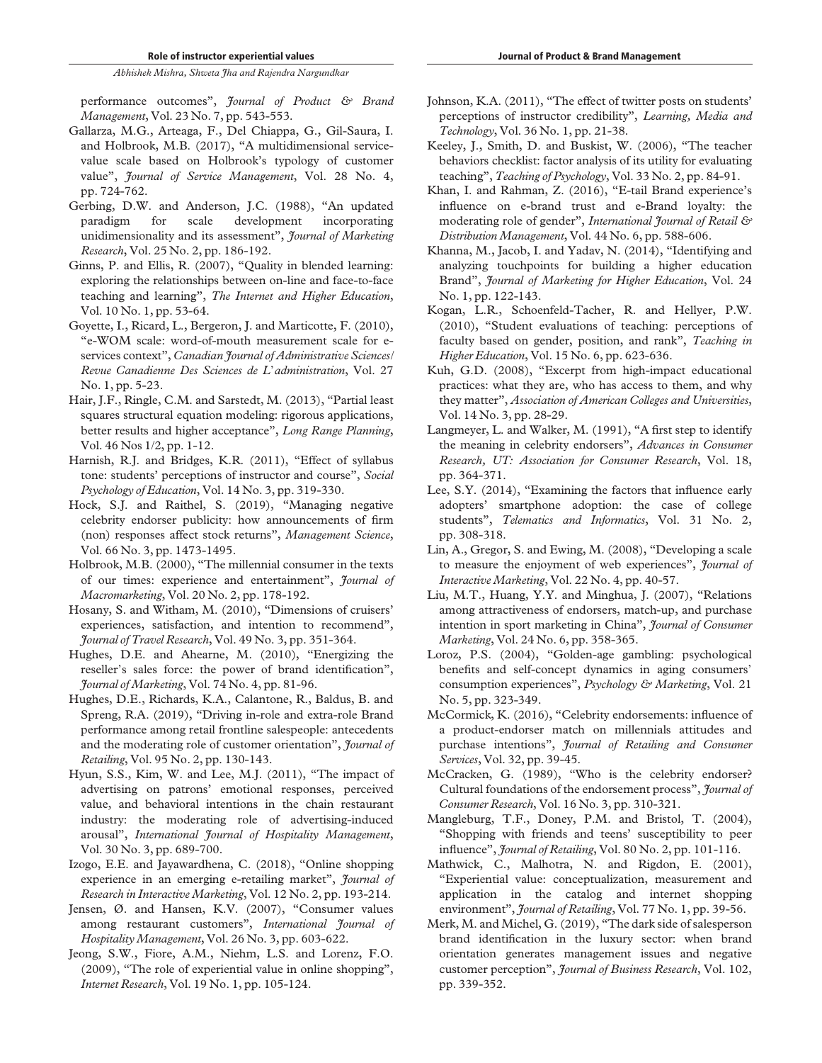performance outcomes", *Journal of Product & Brand Management*, Vol. 23 No. 7, pp. 543-553.

Gallarza, M.G., Arteaga, F., Del Chiappa, G., Gil-Saura, I. and Holbrook, M.B. (2017), "A multidimensional service-value scale based on Holbrook's typology of customer value", *Journal of Service Management*, Vol. 28 No. 4, pp. 724-762.

Gerbing, D.W. and Anderson, J.C. (1988), "An updated paradigm for scale development incorporating unidimensionality and its assessment", *Journal of Marketing Research*, Vol. 25 No. 2, pp. 186-192.

Ginns, P. and Ellis, R. (2007), "Quality in blended learning: exploring the relationships between on-line and face-to-face teaching and learning", *The Internet and Higher Education*, Vol. 10 No. 1, pp. 53-64.

Goyette, I., Ricard, L., Bergeron, J. and Marticotte, F. (2010), "e-WOM scale: word-of-mouth measurement scale for e-services context", *Canadian Journal of Administrative Sciences/Revue Canadienne Des Sciences de L'administration*, Vol. 27 No. 1, pp. 5-23.

Hair, J.F., Ringle, C.M. and Sarstedt, M. (2013), "Partial least squares structural equation modeling: rigorous applications, better results and higher acceptance", *Long Range Planning*, Vol. 46 Nos 1/2, pp. 1-12.

Harnish, R.J. and Bridges, K.R. (2011), "Effect of syllabus tone: students' perceptions of instructor and course", *Social Psychology of Education*, Vol. 14 No. 3, pp. 319-330.

Hock, S.J. and Raithel, S. (2019), "Managing negative celebrity endorser publicity: how announcements of firm (non) responses affect stock returns", *Management Science*, Vol. 66 No. 3, pp. 1473-1495.

Holbrook, M.B. (2000), "The millennial consumer in the texts of our times: experience and entertainment", *Journal of Macromarketing*, Vol. 20 No. 2, pp. 178-192.

Hosany, S. and Witham, M. (2010), "Dimensions of cruisers' experiences, satisfaction, and intention to recommend", *Journal of Travel Research*, Vol. 49 No. 3, pp. 351-364.

Hughes, D.E. and Ahearne, M. (2010), "Energizing the reseller's sales force: the power of brand identification", *Journal of Marketing*, Vol. 74 No. 4, pp. 81-96.

Hughes, D.E., Richards, K.A., Calantone, R., Baldus, B. and Spreng, R.A. (2019), "Driving in-role and extra-role Brand performance among retail frontline salespeople: antecedents and the moderating role of customer orientation", *Journal of Retailing*, Vol. 95 No. 2, pp. 130-143.

Hyun, S.S., Kim, W. and Lee, M.J. (2011), "The impact of advertising on patrons' emotional responses, perceived value, and behavioral intentions in the chain restaurant industry: the moderating role of advertising-induced arousal", *International Journal of Hospitality Management*, Vol. 30 No. 3, pp. 689-700.

Izogo, E.E. and Jayawardhena, C. (2018), "Online shopping experience in an emerging e-retailing market", *Journal of Research in Interactive Marketing*, Vol. 12 No. 2, pp. 193-214.

Jensen, Ø. and Hansen, K.V. (2007), "Consumer values among restaurant customers", *International Journal of Hospitality Management*, Vol. 26 No. 3, pp. 603-622.

Jeong, S.W., Fiore, A.M., Niehm, L.S. and Lorenz, F.O. (2009), "The role of experiential value in online shopping", *Internet Research*, Vol. 19 No. 1, pp. 105-124.

Johnson, K.A. (2011), "The effect of twitter posts on students' perceptions of instructor credibility", *Learning, Media and Technology*, Vol. 36 No. 1, pp. 21-38.

Keeley, J., Smith, D. and Buskist, W. (2006), "The teacher behaviors checklist: factor analysis of its utility for evaluating teaching", *Teaching of Psychology*, Vol. 33 No. 2, pp. 84-91.

Khan, I. and Rahman, Z. (2016), "E-tail Brand experience's influence on e-brand trust and e-Brand loyalty: the moderating role of gender", *International Journal of Retail & Distribution Management*, Vol. 44 No. 6, pp. 588-606.

Khanna, M., Jacob, I. and Yadav, N. (2014), "Identifying and analyzing touchpoints for building a higher education Brand", *Journal of Marketing for Higher Education*, Vol. 24 No. 1, pp. 122-143.

Kogan, L.R., Schoenfeld-Tacher, R. and Hellyer, P.W. (2010), "Student evaluations of teaching: perceptions of faculty based on gender, position, and rank", *Teaching in Higher Education*, Vol. 15 No. 6, pp. 623-636.

Kuh, G.D. (2008), "Excerpt from high-impact educational practices: what they are, who has access to them, and why they matter", *Association of American Colleges and Universities*, Vol. 14 No. 3, pp. 28-29.

Langmeyer, L. and Walker, M. (1991), "A first step to identify the meaning in celebrity endorsers", *Advances in Consumer Research, UT: Association for Consumer Research*, Vol. 18, pp. 364-371.

Lee, S.Y. (2014), "Examining the factors that influence early adopters' smartphone adoption: the case of college students", *Telematics and Informatics*, Vol. 31 No. 2, pp. 308-318.

Lin, A., Gregor, S. and Ewing, M. (2008), "Developing a scale to measure the enjoyment of web experiences", *Journal of Interactive Marketing*, Vol. 22 No. 4, pp. 40-57.

Liu, M.T., Huang, Y.Y. and Minghua, J. (2007), "Relations among attractiveness of endorsers, match-up, and purchase intention in sport marketing in China", *Journal of Consumer Marketing*, Vol. 24 No. 6, pp. 358-365.

Loroz, P.S. (2004), "Golden-age gambling: psychological benefits and self-concept dynamics in aging consumers' consumption experiences", *Psychology & Marketing*, Vol. 21 No. 5, pp. 323-349.

McCormick, K. (2016), "Celebrity endorsements: influence of a product-endorser match on millennials attitudes and purchase intentions", *Journal of Retailing and Consumer Services*, Vol. 32, pp. 39-45.

McCracken, G. (1989), "Who is the celebrity endorser? Cultural foundations of the endorsement process", *Journal of Consumer Research*, Vol. 16 No. 3, pp. 310-321.

Mangleburg, T.F., Doney, P.M. and Bristol, T. (2004), "Shopping with friends and teens' susceptibility to peer influence", *Journal of Retailing*, Vol. 80 No. 2, pp. 101-116.

Mathwick, C., Malhotra, N. and Rigdon, E. (2001), "Experiential value: conceptualization, measurement and application in the catalog and internet shopping environment", *Journal of Retailing*, Vol. 77 No. 1, pp. 39-56.

Merk, M. and Michel, G. (2019), "The dark side of salesperson brand identification in the luxury sector: when brand orientation generates management issues and negative customer perception", *Journal of Business Research*, Vol. 102, pp. 339-352.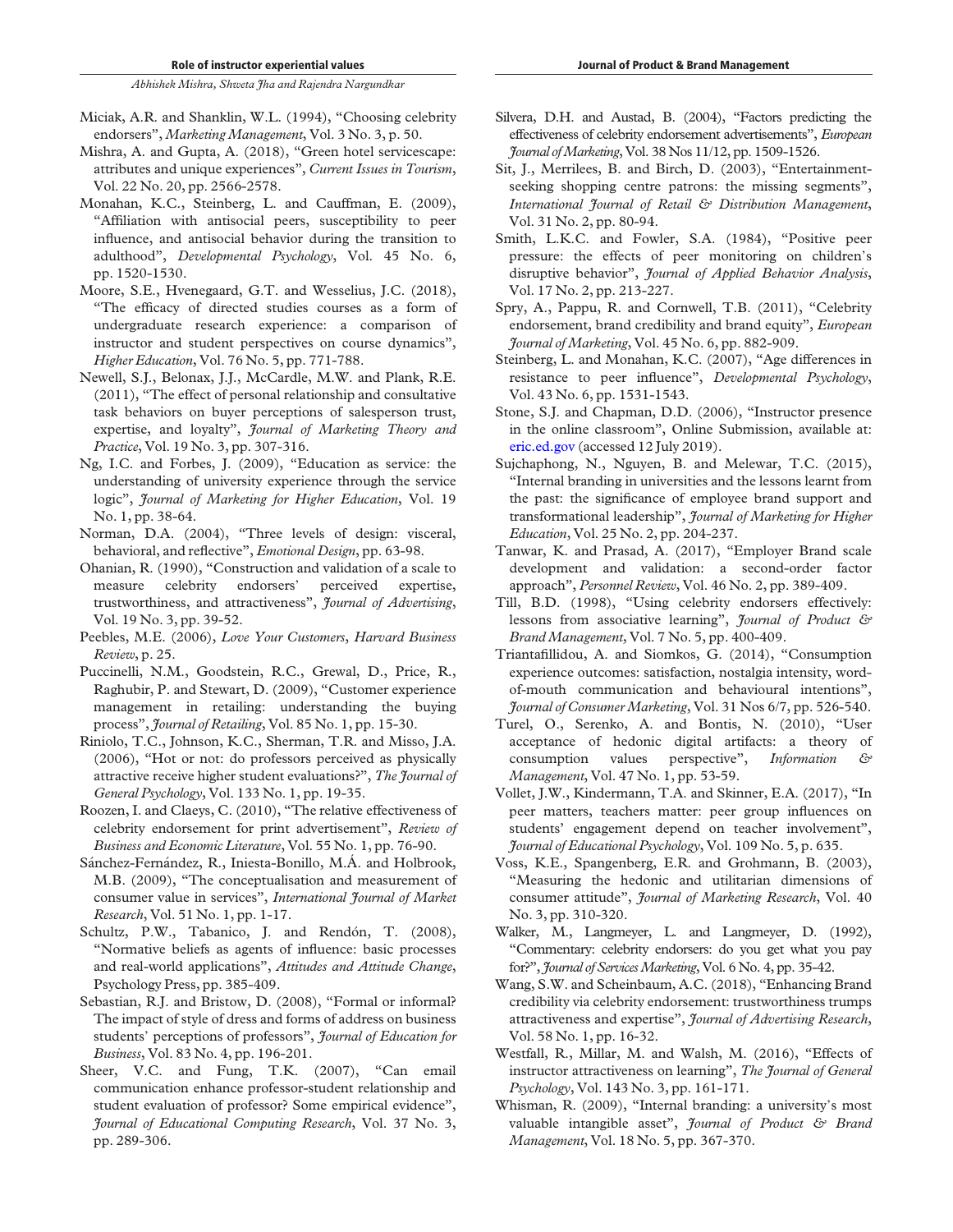Miciak, A.R. and Shanklin, W.L. (1994), "Choosing celebrity endorsers", *Marketing Management*, Vol. 3 No. 3, p. 50.

Mishra, A. and Gupta, A. (2018), "Green hotel servicescape: attributes and unique experiences", *Current Issues in Tourism*, Vol. 22 No. 20, pp. 2566-2578.

Monahan, K.C., Steinberg, L. and Cauffman, E. (2009), "Affiliation with antisocial peers, susceptibility to peer influence, and antisocial behavior during the transition to adulthood", *Developmental Psychology*, Vol. 45 No. 6, pp. 1520-1530.

Moore, S.E., Hvenegaard, G.T. and Wesselius, J.C. (2018), "The efficacy of directed studies courses as a form of undergraduate research experience: a comparison of instructor and student perspectives on course dynamics", *Higher Education*, Vol. 76 No. 5, pp. 771-788.

Newell, S.J., Belonax, J.J., McCardle, M.W. and Plank, R.E. (2011), "The effect of personal relationship and consultative task behaviors on buyer perceptions of salesperson trust, expertise, and loyalty", *Journal of Marketing Theory and Practice*, Vol. 19 No. 3, pp. 307-316.

Ng, I.C. and Forbes, J. (2009), "Education as service: the understanding of university experience through the service logic", *Journal of Marketing for Higher Education*, Vol. 19 No. 1, pp. 38-64.

Norman, D.A. (2004), "Three levels of design: visceral, behavioral, and reflective", *Emotional Design*, pp. 63-98.

Ohanian, R. (1990), "Construction and validation of a scale to measure celebrity endorsers' perceived expertise, trustworthiness, and attractiveness", *Journal of Advertising*, Vol. 19 No. 3, pp. 39-52.

Peebles, M.E. (2006), *Love Your Customers*, *Harvard Business Review*, p. 25.

Puccinelli, N.M., Goodstein, R.C., Grewal, D., Price, R., Raghubir, P. and Stewart, D. (2009), "Customer experience management in retailing: understanding the buying process", *Journal of Retailing*, Vol. 85 No. 1, pp. 15-30.

Riniolo, T.C., Johnson, K.C., Sherman, T.R. and Misso, J.A. (2006), "Hot or not: do professors perceived as physically attractive receive higher student evaluations?", *The Journal of General Psychology*, Vol. 133 No. 1, pp. 19-35.

Roozen, I. and Claeys, C. (2010), "The relative effectiveness of celebrity endorsement for print advertisement", *Review of Business and Economic Literature*, Vol. 55 No. 1, pp. 76-90.

Sánchez-Fernández, R., Iniesta-Bonillo, M.Á. and Holbrook, M.B. (2009), "The conceptualisation and measurement of consumer value in services", *International Journal of Market Research*, Vol. 51 No. 1, pp. 1-17.

Schultz, P.W., Tabanico, J. and Rendón, T. (2008), "Normative beliefs as agents of influence: basic processes and real-world applications", *Attitudes and Attitude Change*, Psychology Press, pp. 385-409.

Sebastian, R.J. and Bristow, D. (2008), "Formal or informal? The impact of style of dress and forms of address on business students' perceptions of professors", *Journal of Education for Business*, Vol. 83 No. 4, pp. 196-201.

Sheer, V.C. and Fung, T.K. (2007), "Can email communication enhance professor-student relationship and student evaluation of professor? Some empirical evidence", *Journal of Educational Computing Research*, Vol. 37 No. 3, pp. 289-306.

Silvera, D.H. and Austad, B. (2004), "Factors predicting the effectiveness of celebrity endorsement advertisements", *European Journal of Marketing*, Vol. 38 Nos 11/12, pp. 1509-1526.

Sit, J., Merrilees, B. and Birch, D. (2003), "Entertainment-seeking shopping centre patrons: the missing segments", *International Journal of Retail & Distribution Management*, Vol. 31 No. 2, pp. 80-94.

Smith, L.K.C. and Fowler, S.A. (1984), "Positive peer pressure: the effects of peer monitoring on children's disruptive behavior", *Journal of Applied Behavior Analysis*, Vol. 17 No. 2, pp. 213-227.

Spry, A., Pappu, R. and Cornwell, T.B. (2011), "Celebrity endorsement, brand credibility and brand equity", *European Journal of Marketing*, Vol. 45 No. 6, pp. 882-909.

Steinberg, L. and Monahan, K.C. (2007), "Age differences in resistance to peer influence", *Developmental Psychology*, Vol. 43 No. 6, pp. 1531-1543.

Stone, S.J. and Chapman, D.D. (2006), "Instructor presence in the online classroom", Online Submission, available at: eric.ed.gov (accessed 12 July 2019).

Sujchaphong, N., Nguyen, B. and Melewar, T.C. (2015), "Internal branding in universities and the lessons learnt from the past: the significance of employee brand support and transformational leadership", *Journal of Marketing for Higher Education*, Vol. 25 No. 2, pp. 204-237.

Tanwar, K. and Prasad, A. (2017), "Employer Brand scale development and validation: a second-order factor approach", *Personnel Review*, Vol. 46 No. 2, pp. 389-409.

Till, B.D. (1998), "Using celebrity endorsers effectively: lessons from associative learning", *Journal of Product & Brand Management*, Vol. 7 No. 5, pp. 400-409.

Triantafillidou, A. and Siomkos, G. (2014), "Consumption experience outcomes: satisfaction, nostalgia intensity, word-of-mouth communication and behavioural intentions", *Journal of Consumer Marketing*, Vol. 31 Nos 6/7, pp. 526-540.

Turel, O., Serenko, A. and Bontis, N. (2010), "User acceptance of hedonic digital artifacts: a theory of consumption values perspective", *Information & Management*, Vol. 47 No. 1, pp. 53-59.

Vollet, J.W., Kindermann, T.A. and Skinner, E.A. (2017), "In peer matters, teachers matter: peer group influences on students' engagement depend on teacher involvement", *Journal of Educational Psychology*, Vol. 109 No. 5, p. 635.

Voss, K.E., Spangenberg, E.R. and Grohmann, B. (2003), "Measuring the hedonic and utilitarian dimensions of consumer attitude", *Journal of Marketing Research*, Vol. 40 No. 3, pp. 310-320.

Walker, M., Langmeyer, L. and Langmeyer, D. (1992), "Commentary: celebrity endorsers: do you get what you pay for?", *Journal of Services Marketing*, Vol. 6 No. 4, pp. 35-42.

Wang, S.W. and Scheinbaum, A.C. (2018), "Enhancing Brand credibility via celebrity endorsement: trustworthiness trumps attractiveness and expertise", *Journal of Advertising Research*, Vol. 58 No. 1, pp. 16-32.

Westfall, R., Millar, M. and Walsh, M. (2016), "Effects of instructor attractiveness on learning", *The Journal of General Psychology*, Vol. 143 No. 3, pp. 161-171.

Whisman, R. (2009), "Internal branding: a university's most valuable intangible asset", *Journal of Product & Brand Management*, Vol. 18 No. 5, pp. 367-370.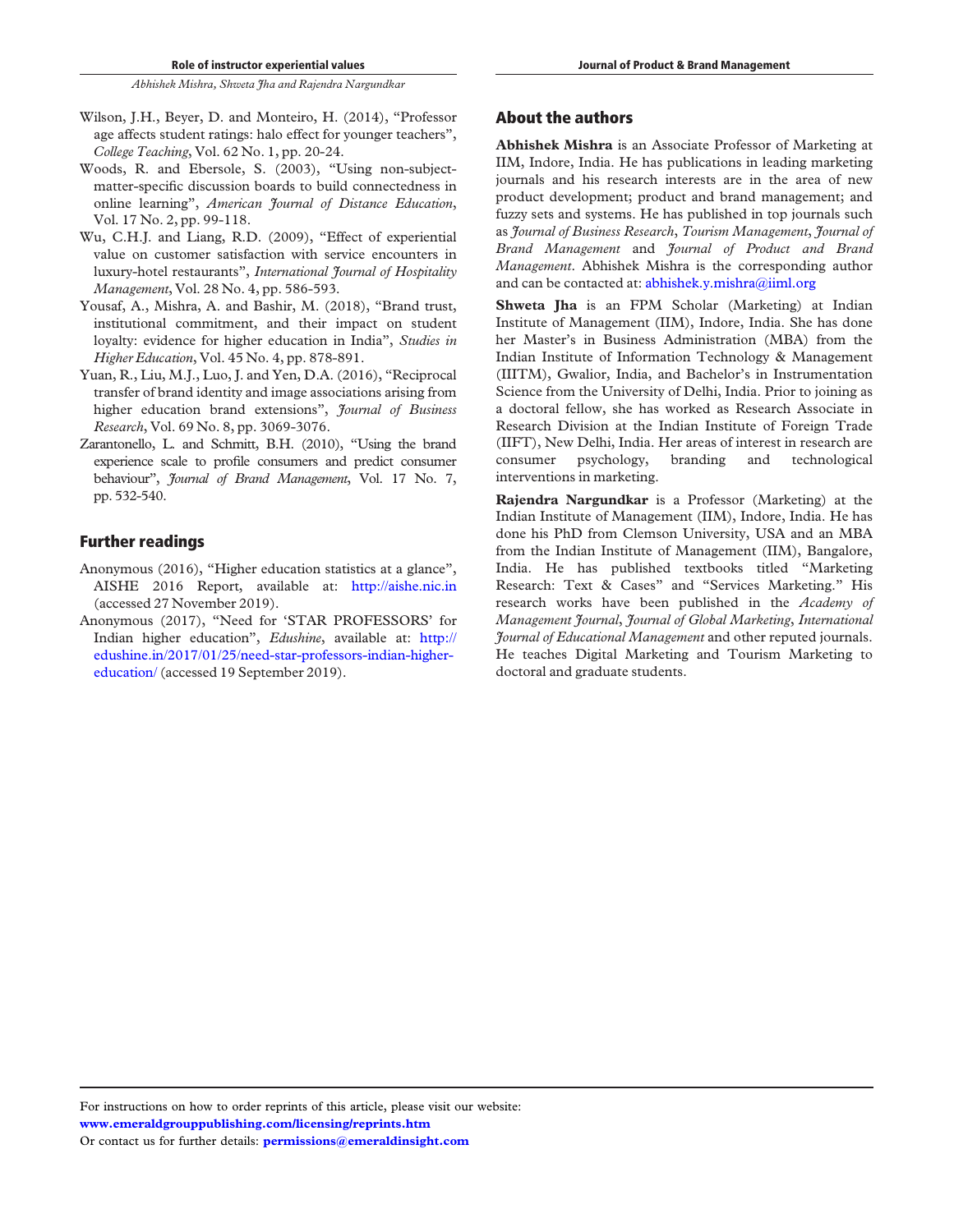Wilson, J.H., Beyer, D. and Monteiro, H. (2014), "Professor age affects student ratings: halo effect for younger teachers", *College Teaching*, Vol. 62 No. 1, pp. 20-24.

Woods, R. and Ebersole, S. (2003), "Using non-subject-matter-specific discussion boards to build connectedness in online learning", *American Journal of Distance Education*, Vol. 17 No. 2, pp. 99-118.

Wu, C.H.J. and Liang, R.D. (2009), "Effect of experiential value on customer satisfaction with service encounters in luxury-hotel restaurants", *International Journal of Hospitality Management*, Vol. 28 No. 4, pp. 586-593.

Yousaf, A., Mishra, A. and Bashir, M. (2018), "Brand trust, institutional commitment, and their impact on student loyalty: evidence for higher education in India", *Studies in Higher Education*, Vol. 45 No. 4, pp. 878-891.

Yuan, R., Liu, M.J., Luo, J. and Yen, D.A. (2016), "Reciprocal transfer of brand identity and image associations arising from higher education brand extensions", *Journal of Business Research*, Vol. 69 No. 8, pp. 3069-3076.

Zarantonello, L. and Schmitt, B.H. (2010), "Using the brand experience scale to profile consumers and predict consumer behaviour", *Journal of Brand Management*, Vol. 17 No. 7, pp. 532-540.

## Further readings

Anonymous (2016), "Higher education statistics at a glance", AISHE 2016 Report, available at: http://aishe.nic.in (accessed 27 November 2019).

Anonymous (2017), "Need for 'STAR PROFESSORS' for Indian higher education", *Edushine*, available at: http://edushine.in/2017/01/25/need-star-professors-indian-higher-education/ (accessed 19 September 2019).

## About the authors

**Abhishek Mishra** is an Associate Professor of Marketing at IIM, Indore, India. He has publications in leading marketing journals and his research interests are in the area of new product development; product and brand management; and fuzzy sets and systems. He has published in top journals such as *Journal of Business Research*, *Tourism Management*, *Journal of Brand Management* and *Journal of Product and Brand Management*. Abhishek Mishra is the corresponding author and can be contacted at: abhishek.y.mishra@iiml.org

**Shweta Jha** is an FPM Scholar (Marketing) at Indian Institute of Management (IIM), Indore, India. She has done her Master's in Business Administration (MBA) from the Indian Institute of Information Technology & Management (IIITM), Gwalior, India, and Bachelor's in Instrumentation Science from the University of Delhi, India. Prior to joining as a doctoral fellow, she has worked as Research Associate in Research Division at the Indian Institute of Foreign Trade (IIFT), New Delhi, India. Her areas of interest in research are consumer psychology, branding and technological interventions in marketing.

**Rajendra Nargundkar** is a Professor (Marketing) at the Indian Institute of Management (IIM), Indore, India. He has done his PhD from Clemson University, USA and an MBA from the Indian Institute of Management (IIM), Bangalore, India. He has published textbooks titled "Marketing Research: Text & Cases" and "Services Marketing." His research works have been published in the *Academy of Management Journal*, *Journal of Global Marketing*, *International Journal of Educational Management* and other reputed journals. He teaches Digital Marketing and Tourism Marketing to doctoral and graduate students.

For instructions on how to order reprints of this article, please visit our website:
**www.emeraldgrouppublishing.com/licensing/reprints.htm**
Or contact us for further details: **permissions@emeraldinsight.com**